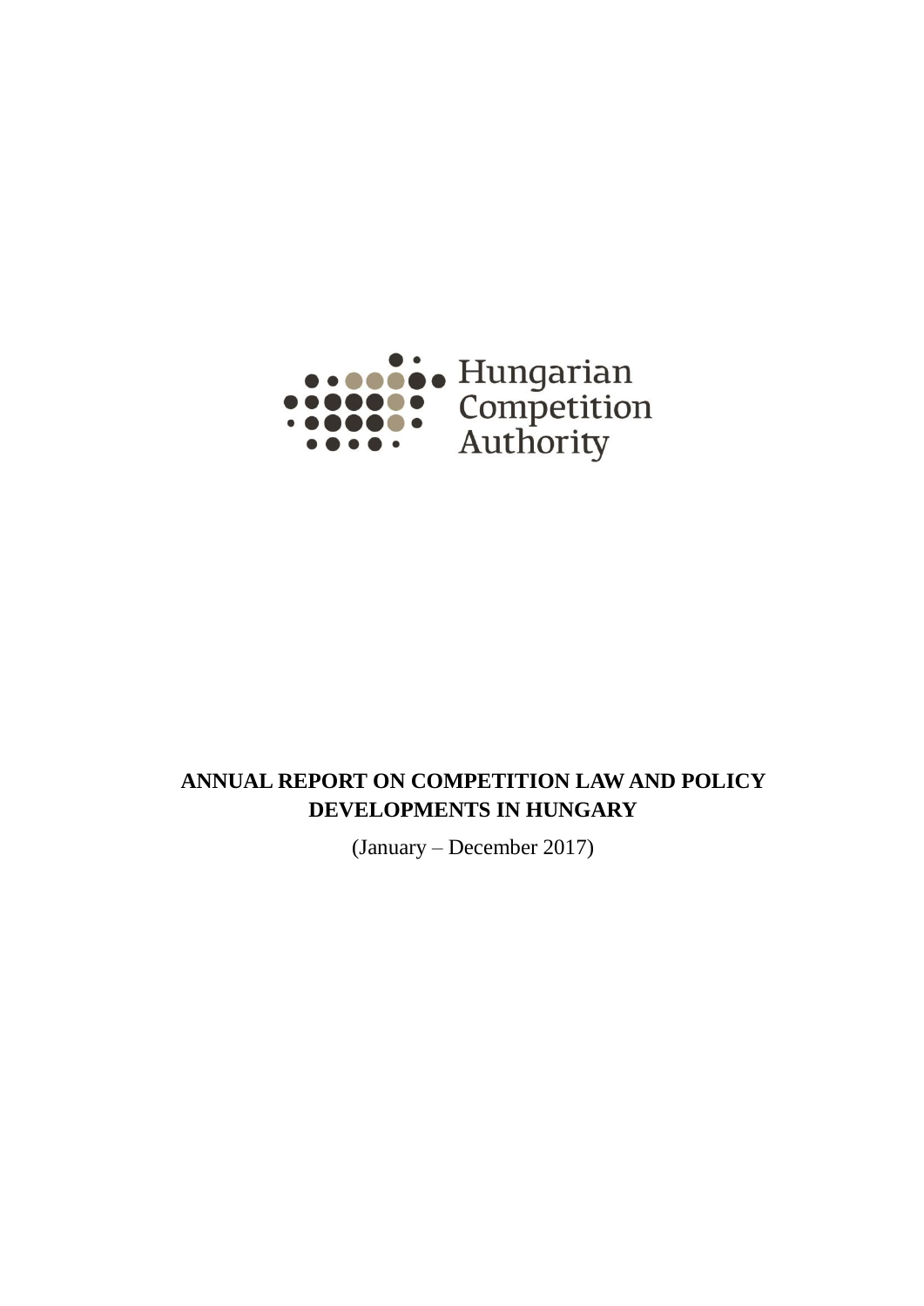Hungarian Competition Authority

**ANNUAL REPORT ON COMPETITION LAW AND POLICY DEVELOPMENTS IN HUNGARY**

(January – December 2017)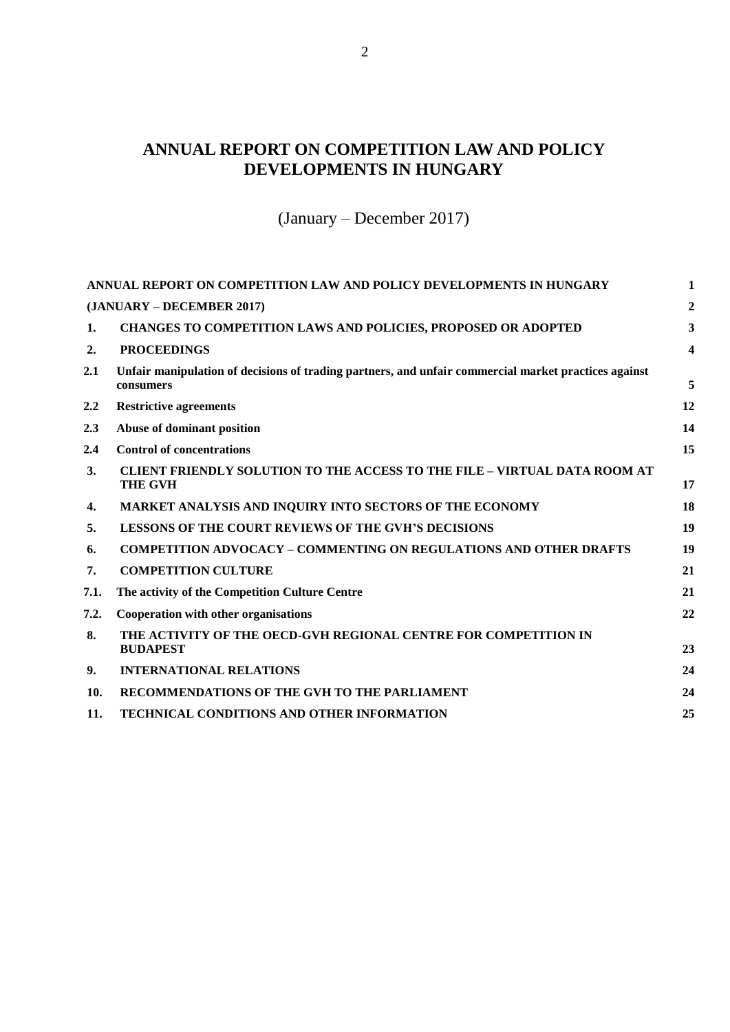# ANNUAL REPORT ON COMPETITION LAW AND POLICY DEVELOPMENTS IN HUNGARY

(January – December 2017)

| | | |
|---|---|---|
| | **ANNUAL REPORT ON COMPETITION LAW AND POLICY DEVELOPMENTS IN HUNGARY** | **1** |
| | **(JANUARY – DECEMBER 2017)** | **2** |
| **1.** | **CHANGES TO COMPETITION LAWS AND POLICIES, PROPOSED OR ADOPTED** | **3** |
| **2.** | **PROCEEDINGS** | **4** |
| **2.1** | **Unfair manipulation of decisions of trading partners, and unfair commercial market practices against consumers** | **5** |
| **2.2** | **Restrictive agreements** | **12** |
| **2.3** | **Abuse of dominant position** | **14** |
| **2.4** | **Control of concentrations** | **15** |
| **3.** | **CLIENT FRIENDLY SOLUTION TO THE ACCESS TO THE FILE – VIRTUAL DATA ROOM AT THE GVH** | **17** |
| **4.** | **MARKET ANALYSIS AND INQUIRY INTO SECTORS OF THE ECONOMY** | **18** |
| **5.** | **LESSONS OF THE COURT REVIEWS OF THE GVH'S DECISIONS** | **19** |
| **6.** | **COMPETITION ADVOCACY – COMMENTING ON REGULATIONS AND OTHER DRAFTS** | **19** |
| **7.** | **COMPETITION CULTURE** | **21** |
| **7.1.** | **The activity of the Competition Culture Centre** | **21** |
| **7.2.** | **Cooperation with other organisations** | **22** |
| **8.** | **THE ACTIVITY OF THE OECD-GVH REGIONAL CENTRE FOR COMPETITION IN BUDAPEST** | **23** |
| **9.** | **INTERNATIONAL RELATIONS** | **24** |
| **10.** | **RECOMMENDATIONS OF THE GVH TO THE PARLIAMENT** | **24** |
| **11.** | **TECHNICAL CONDITIONS AND OTHER INFORMATION** | **25** |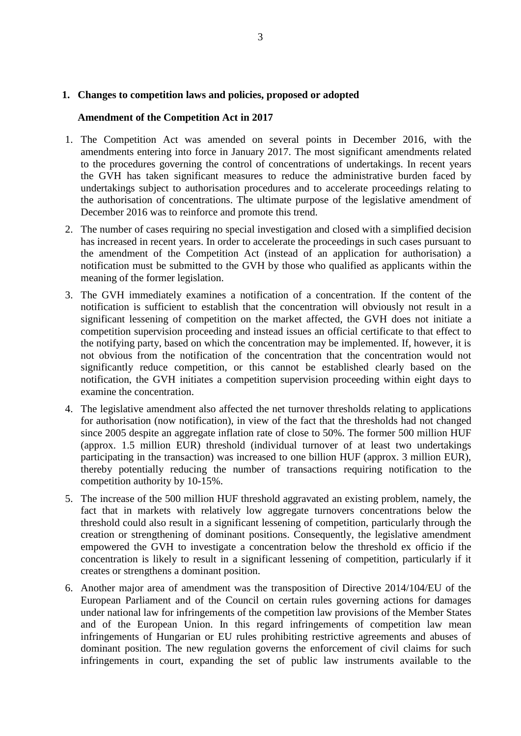## 1. Changes to competition laws and policies, proposed or adopted

### Amendment of the Competition Act in 2017

1. The Competition Act was amended on several points in December 2016, with the amendments entering into force in January 2017. The most significant amendments related to the procedures governing the control of concentrations of undertakings. In recent years the GVH has taken significant measures to reduce the administrative burden faced by undertakings subject to authorisation procedures and to accelerate proceedings relating to the authorisation of concentrations. The ultimate purpose of the legislative amendment of December 2016 was to reinforce and promote this trend.
2. The number of cases requiring no special investigation and closed with a simplified decision has increased in recent years. In order to accelerate the proceedings in such cases pursuant to the amendment of the Competition Act (instead of an application for authorisation) a notification must be submitted to the GVH by those who qualified as applicants within the meaning of the former legislation.
3. The GVH immediately examines a notification of a concentration. If the content of the notification is sufficient to establish that the concentration will obviously not result in a significant lessening of competition on the market affected, the GVH does not initiate a competition supervision proceeding and instead issues an official certificate to that effect to the notifying party, based on which the concentration may be implemented. If, however, it is not obvious from the notification of the concentration that the concentration would not significantly reduce competition, or this cannot be established clearly based on the notification, the GVH initiates a competition supervision proceeding within eight days to examine the concentration.
4. The legislative amendment also affected the net turnover thresholds relating to applications for authorisation (now notification), in view of the fact that the thresholds had not changed since 2005 despite an aggregate inflation rate of close to 50%. The former 500 million HUF (approx. 1.5 million EUR) threshold (individual turnover of at least two undertakings participating in the transaction) was increased to one billion HUF (approx. 3 million EUR), thereby potentially reducing the number of transactions requiring notification to the competition authority by 10-15%.
5. The increase of the 500 million HUF threshold aggravated an existing problem, namely, the fact that in markets with relatively low aggregate turnovers concentrations below the threshold could also result in a significant lessening of competition, particularly through the creation or strengthening of dominant positions. Consequently, the legislative amendment empowered the GVH to investigate a concentration below the threshold ex officio if the concentration is likely to result in a significant lessening of competition, particularly if it creates or strengthens a dominant position.
6. Another major area of amendment was the transposition of Directive 2014/104/EU of the European Parliament and of the Council on certain rules governing actions for damages under national law for infringements of the competition law provisions of the Member States and of the European Union. In this regard infringements of competition law mean infringements of Hungarian or EU rules prohibiting restrictive agreements and abuses of dominant position. The new regulation governs the enforcement of civil claims for such infringements in court, expanding the set of public law instruments available to the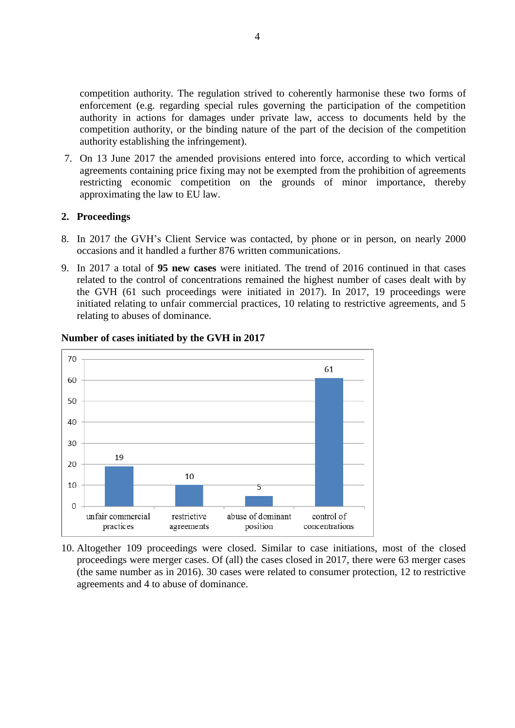competition authority. The regulation strived to coherently harmonise these two forms of enforcement (e.g. regarding special rules governing the participation of the competition authority in actions for damages under private law, access to documents held by the competition authority, or the binding nature of the part of the decision of the competition authority establishing the infringement).

7. On 13 June 2017 the amended provisions entered into force, according to which vertical agreements containing price fixing may not be exempted from the prohibition of agreements restricting economic competition on the grounds of minor importance, thereby approximating the law to EU law.

## 2. Proceedings

8. In 2017 the GVH's Client Service was contacted, by phone or in person, on nearly 2000 occasions and it handled a further 876 written communications.

9. In 2017 a total of **95 new cases** were initiated. The trend of 2016 continued in that cases related to the control of concentrations remained the highest number of cases dealt with by the GVH (61 such proceedings were initiated in 2017). In 2017, 19 proceedings were initiated relating to unfair commercial practices, 10 relating to restrictive agreements, and 5 relating to abuses of dominance.

**Number of cases initiated by the GVH in 2017**

| unfair commercial practices | restrictive agreements | abuse of dominant position | control of concentrations |
|---|---|---|---|
| 19 | 10 | 5 | 61 |

10. Altogether 109 proceedings were closed. Similar to case initiations, most of the closed proceedings were merger cases. Of (all) the cases closed in 2017, there were 63 merger cases (the same number as in 2016). 30 cases were related to consumer protection, 12 to restrictive agreements and 4 to abuse of dominance.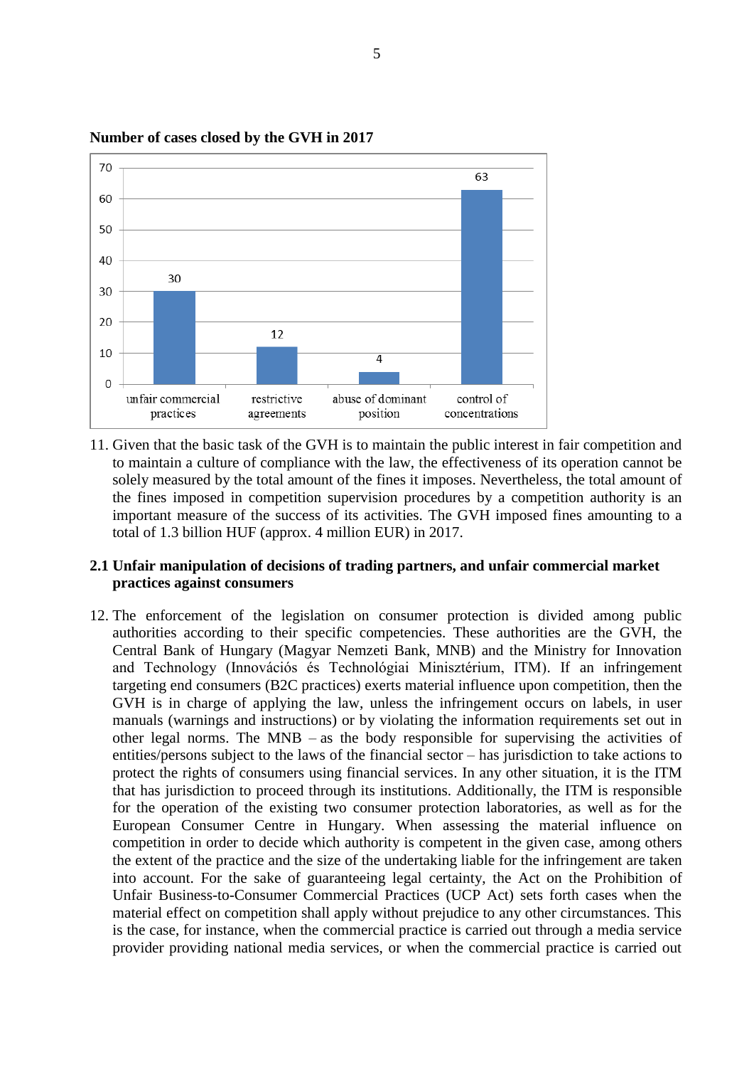**Number of cases closed by the GVH in 2017**

| Category | Number of cases |
|---|---|
| unfair commercial practices | 30 |
| restrictive agreements | 12 |
| abuse of dominant position | 4 |
| control of concentrations | 63 |

11. Given that the basic task of the GVH is to maintain the public interest in fair competition and to maintain a culture of compliance with the law, the effectiveness of its operation cannot be solely measured by the total amount of the fines it imposes. Nevertheless, the total amount of the fines imposed in competition supervision procedures by a competition authority is an important measure of the success of its activities. The GVH imposed fines amounting to a total of 1.3 billion HUF (approx. 4 million EUR) in 2017.

### 2.1 Unfair manipulation of decisions of trading partners, and unfair commercial market practices against consumers

12. The enforcement of the legislation on consumer protection is divided among public authorities according to their specific competencies. These authorities are the GVH, the Central Bank of Hungary (Magyar Nemzeti Bank, MNB) and the Ministry for Innovation and Technology (Innovációs és Technológiai Minisztérium, ITM). If an infringement targeting end consumers (B2C practices) exerts material influence upon competition, then the GVH is in charge of applying the law, unless the infringement occurs on labels, in user manuals (warnings and instructions) or by violating the information requirements set out in other legal norms. The MNB – as the body responsible for supervising the activities of entities/persons subject to the laws of the financial sector – has jurisdiction to take actions to protect the rights of consumers using financial services. In any other situation, it is the ITM that has jurisdiction to proceed through its institutions. Additionally, the ITM is responsible for the operation of the existing two consumer protection laboratories, as well as for the European Consumer Centre in Hungary. When assessing the material influence on competition in order to decide which authority is competent in the given case, among others the extent of the practice and the size of the undertaking liable for the infringement are taken into account. For the sake of guaranteeing legal certainty, the Act on the Prohibition of Unfair Business-to-Consumer Commercial Practices (UCP Act) sets forth cases when the material effect on competition shall apply without prejudice to any other circumstances. This is the case, for instance, when the commercial practice is carried out through a media service provider providing national media services, or when the commercial practice is carried out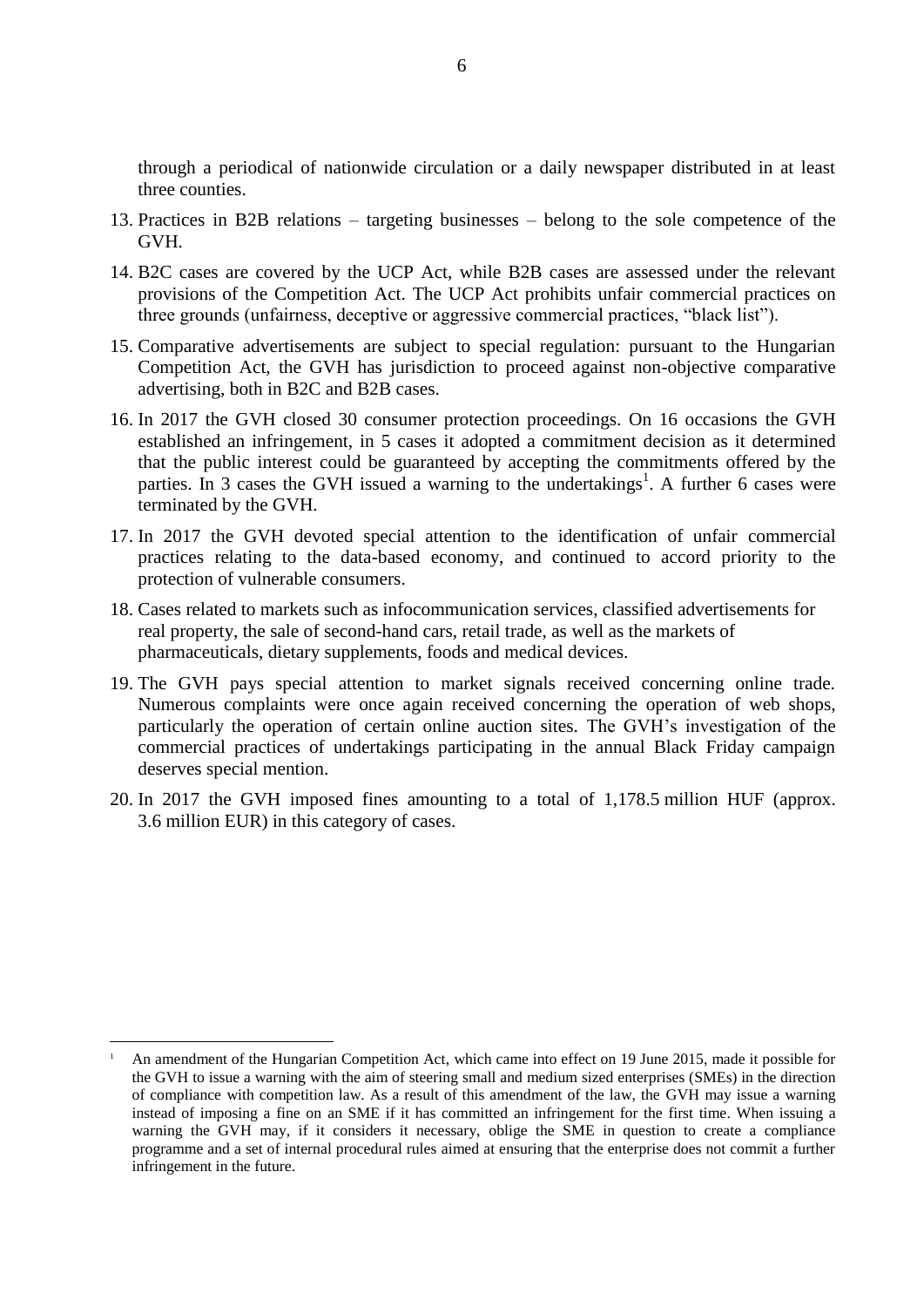through a periodical of nationwide circulation or a daily newspaper distributed in at least three counties.

13. Practices in B2B relations – targeting businesses – belong to the sole competence of the GVH.

14. B2C cases are covered by the UCP Act, while B2B cases are assessed under the relevant provisions of the Competition Act. The UCP Act prohibits unfair commercial practices on three grounds (unfairness, deceptive or aggressive commercial practices, "black list").

15. Comparative advertisements are subject to special regulation: pursuant to the Hungarian Competition Act, the GVH has jurisdiction to proceed against non-objective comparative advertising, both in B2C and B2B cases.

16. In 2017 the GVH closed 30 consumer protection proceedings. On 16 occasions the GVH established an infringement, in 5 cases it adopted a commitment decision as it determined that the public interest could be guaranteed by accepting the commitments offered by the parties. In 3 cases the GVH issued a warning to the undertakings[1]. A further 6 cases were terminated by the GVH.

17. In 2017 the GVH devoted special attention to the identification of unfair commercial practices relating to the data-based economy, and continued to accord priority to the protection of vulnerable consumers.

18. Cases related to markets such as infocommunication services, classified advertisements for real property, the sale of second-hand cars, retail trade, as well as the markets of pharmaceuticals, dietary supplements, foods and medical devices.

19. The GVH pays special attention to market signals received concerning online trade. Numerous complaints were once again received concerning the operation of web shops, particularly the operation of certain online auction sites. The GVH's investigation of the commercial practices of undertakings participating in the annual Black Friday campaign deserves special mention.

20. In 2017 the GVH imposed fines amounting to a total of 1,178.5 million HUF (approx. 3.6 million EUR) in this category of cases.

---

[1] An amendment of the Hungarian Competition Act, which came into effect on 19 June 2015, made it possible for the GVH to issue a warning with the aim of steering small and medium sized enterprises (SMEs) in the direction of compliance with competition law. As a result of this amendment of the law, the GVH may issue a warning instead of imposing a fine on an SME if it has committed an infringement for the first time. When issuing a warning the GVH may, if it considers it necessary, oblige the SME in question to create a compliance programme and a set of internal procedural rules aimed at ensuring that the enterprise does not commit a further infringement in the future.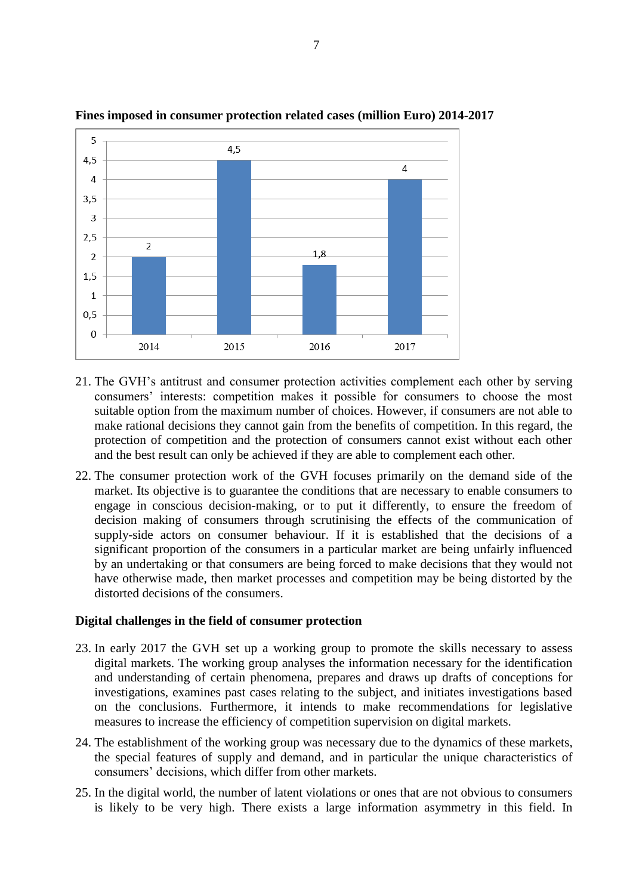**Fines imposed in consumer protection related cases (million Euro) 2014-2017**

| Year | Fines (million Euro) |
|---|---|
| 2014 | 2 |
| 2015 | 4,5 |
| 2016 | 1,8 |
| 2017 | 4 |

21. The GVH's antitrust and consumer protection activities complement each other by serving consumers' interests: competition makes it possible for consumers to choose the most suitable option from the maximum number of choices. However, if consumers are not able to make rational decisions they cannot gain from the benefits of competition. In this regard, the protection of competition and the protection of consumers cannot exist without each other and the best result can only be achieved if they are able to complement each other.

22. The consumer protection work of the GVH focuses primarily on the demand side of the market. Its objective is to guarantee the conditions that are necessary to enable consumers to engage in conscious decision-making, or to put it differently, to ensure the freedom of decision making of consumers through scrutinising the effects of the communication of supply-side actors on consumer behaviour. If it is established that the decisions of a significant proportion of the consumers in a particular market are being unfairly influenced by an undertaking or that consumers are being forced to make decisions that they would not have otherwise made, then market processes and competition may be being distorted by the distorted decisions of the consumers.

**Digital challenges in the field of consumer protection**

23. In early 2017 the GVH set up a working group to promote the skills necessary to assess digital markets. The working group analyses the information necessary for the identification and understanding of certain phenomena, prepares and draws up drafts of conceptions for investigations, examines past cases relating to the subject, and initiates investigations based on the conclusions. Furthermore, it intends to make recommendations for legislative measures to increase the efficiency of competition supervision on digital markets.

24. The establishment of the working group was necessary due to the dynamics of these markets, the special features of supply and demand, and in particular the unique characteristics of consumers' decisions, which differ from other markets.

25. In the digital world, the number of latent violations or ones that are not obvious to consumers is likely to be very high. There exists a large information asymmetry in this field. In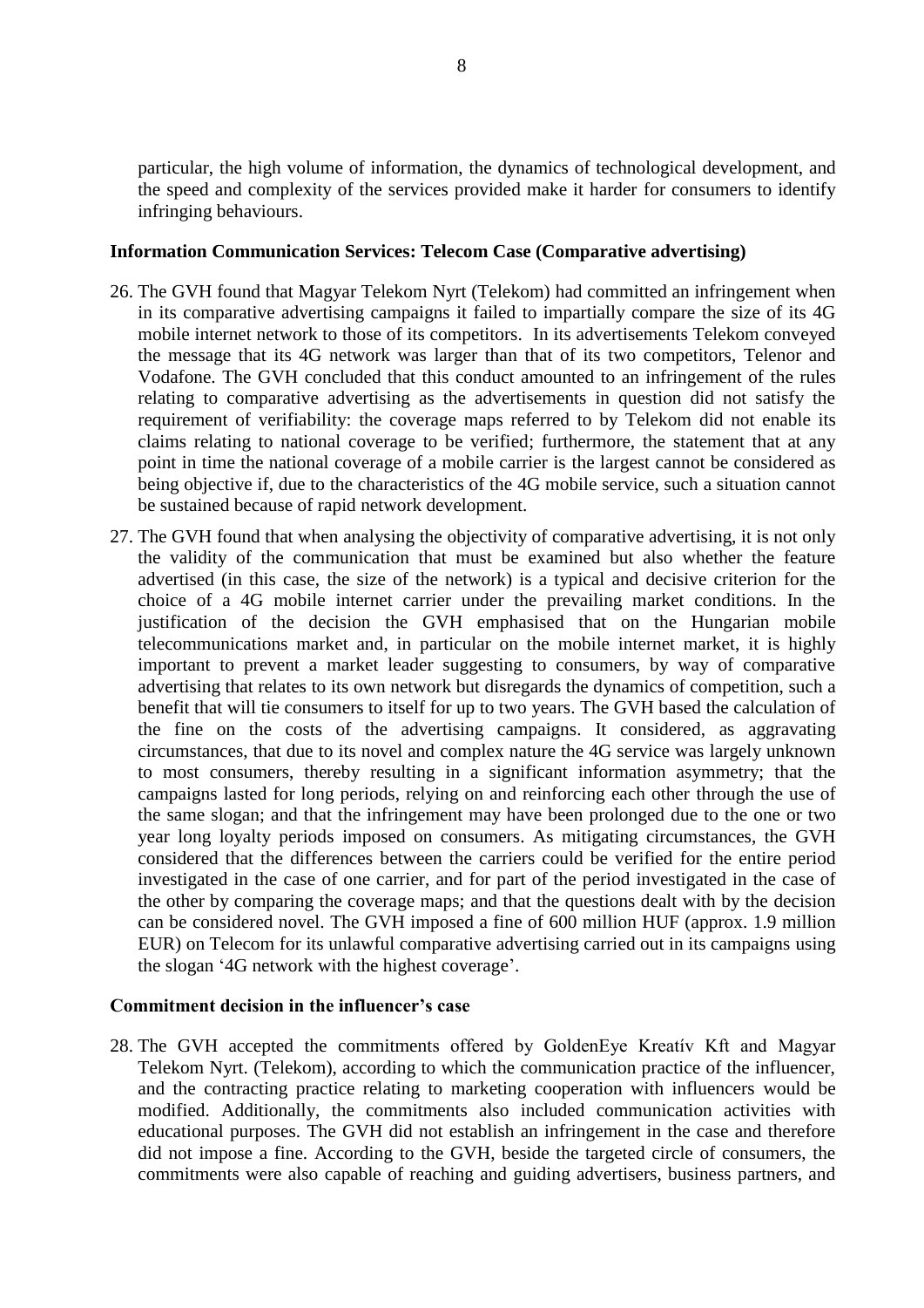particular, the high volume of information, the dynamics of technological development, and the speed and complexity of the services provided make it harder for consumers to identify infringing behaviours.

**Information Communication Services: Telecom Case (Comparative advertising)**

26. The GVH found that Magyar Telekom Nyrt (Telekom) had committed an infringement when in its comparative advertising campaigns it failed to impartially compare the size of its 4G mobile internet network to those of its competitors. In its advertisements Telekom conveyed the message that its 4G network was larger than that of its two competitors, Telenor and Vodafone. The GVH concluded that this conduct amounted to an infringement of the rules relating to comparative advertising as the advertisements in question did not satisfy the requirement of verifiability: the coverage maps referred to by Telekom did not enable its claims relating to national coverage to be verified; furthermore, the statement that at any point in time the national coverage of a mobile carrier is the largest cannot be considered as being objective if, due to the characteristics of the 4G mobile service, such a situation cannot be sustained because of rapid network development.

27. The GVH found that when analysing the objectivity of comparative advertising, it is not only the validity of the communication that must be examined but also whether the feature advertised (in this case, the size of the network) is a typical and decisive criterion for the choice of a 4G mobile internet carrier under the prevailing market conditions. In the justification of the decision the GVH emphasised that on the Hungarian mobile telecommunications market and, in particular on the mobile internet market, it is highly important to prevent a market leader suggesting to consumers, by way of comparative advertising that relates to its own network but disregards the dynamics of competition, such a benefit that will tie consumers to itself for up to two years. The GVH based the calculation of the fine on the costs of the advertising campaigns. It considered, as aggravating circumstances, that due to its novel and complex nature the 4G service was largely unknown to most consumers, thereby resulting in a significant information asymmetry; that the campaigns lasted for long periods, relying on and reinforcing each other through the use of the same slogan; and that the infringement may have been prolonged due to the one or two year long loyalty periods imposed on consumers. As mitigating circumstances, the GVH considered that the differences between the carriers could be verified for the entire period investigated in the case of one carrier, and for part of the period investigated in the case of the other by comparing the coverage maps; and that the questions dealt with by the decision can be considered novel. The GVH imposed a fine of 600 million HUF (approx. 1.9 million EUR) on Telecom for its unlawful comparative advertising carried out in its campaigns using the slogan '4G network with the highest coverage'.

**Commitment decision in the influencer's case**

28. The GVH accepted the commitments offered by GoldenEye Kreatív Kft and Magyar Telekom Nyrt. (Telekom), according to which the communication practice of the influencer, and the contracting practice relating to marketing cooperation with influencers would be modified. Additionally, the commitments also included communication activities with educational purposes. The GVH did not establish an infringement in the case and therefore did not impose a fine. According to the GVH, beside the targeted circle of consumers, the commitments were also capable of reaching and guiding advertisers, business partners, and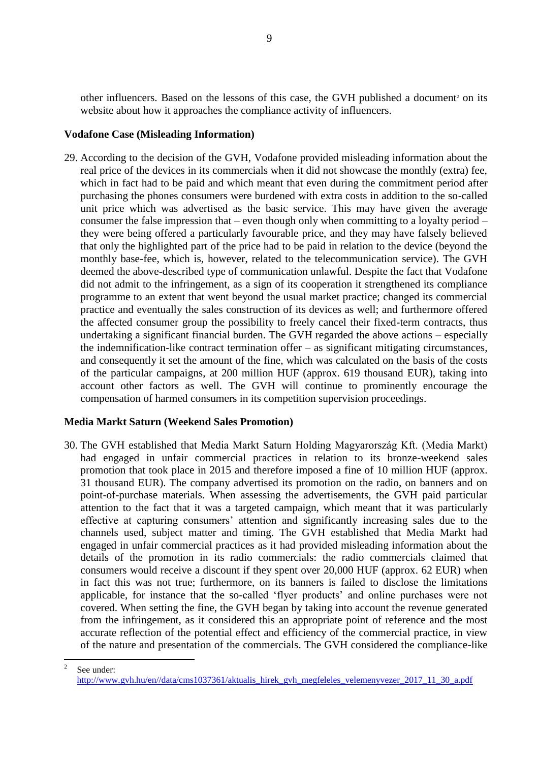other influencers. Based on the lessons of this case, the GVH published a document[2] on its website about how it approaches the compliance activity of influencers.

**Vodafone Case (Misleading Information)**

29. According to the decision of the GVH, Vodafone provided misleading information about the real price of the devices in its commercials when it did not showcase the monthly (extra) fee, which in fact had to be paid and which meant that even during the commitment period after purchasing the phones consumers were burdened with extra costs in addition to the so-called unit price which was advertised as the basic service. This may have given the average consumer the false impression that – even though only when committing to a loyalty period – they were being offered a particularly favourable price, and they may have falsely believed that only the highlighted part of the price had to be paid in relation to the device (beyond the monthly base-fee, which is, however, related to the telecommunication service). The GVH deemed the above-described type of communication unlawful. Despite the fact that Vodafone did not admit to the infringement, as a sign of its cooperation it strengthened its compliance programme to an extent that went beyond the usual market practice; changed its commercial practice and eventually the sales construction of its devices as well; and furthermore offered the affected consumer group the possibility to freely cancel their fixed-term contracts, thus undertaking a significant financial burden. The GVH regarded the above actions – especially the indemnification-like contract termination offer – as significant mitigating circumstances, and consequently it set the amount of the fine, which was calculated on the basis of the costs of the particular campaigns, at 200 million HUF (approx. 619 thousand EUR), taking into account other factors as well. The GVH will continue to prominently encourage the compensation of harmed consumers in its competition supervision proceedings.

**Media Markt Saturn (Weekend Sales Promotion)**

30. The GVH established that Media Markt Saturn Holding Magyarország Kft. (Media Markt) had engaged in unfair commercial practices in relation to its bronze-weekend sales promotion that took place in 2015 and therefore imposed a fine of 10 million HUF (approx. 31 thousand EUR). The company advertised its promotion on the radio, on banners and on point-of-purchase materials. When assessing the advertisements, the GVH paid particular attention to the fact that it was a targeted campaign, which meant that it was particularly effective at capturing consumers' attention and significantly increasing sales due to the channels used, subject matter and timing. The GVH established that Media Markt had engaged in unfair commercial practices as it had provided misleading information about the details of the promotion in its radio commercials: the radio commercials claimed that consumers would receive a discount if they spent over 20,000 HUF (approx. 62 EUR) when in fact this was not true; furthermore, on its banners is failed to disclose the limitations applicable, for instance that the so-called 'flyer products' and online purchases were not covered. When setting the fine, the GVH began by taking into account the revenue generated from the infringement, as it considered this an appropriate point of reference and the most accurate reflection of the potential effect and efficiency of the commercial practice, in view of the nature and presentation of the commercials. The GVH considered the compliance-like

---

[2] See under: http://www.gvh.hu/en//data/cms1037361/aktualis_hirek_gvh_megfeleles_velemenyvezer_2017_11_30_a.pdf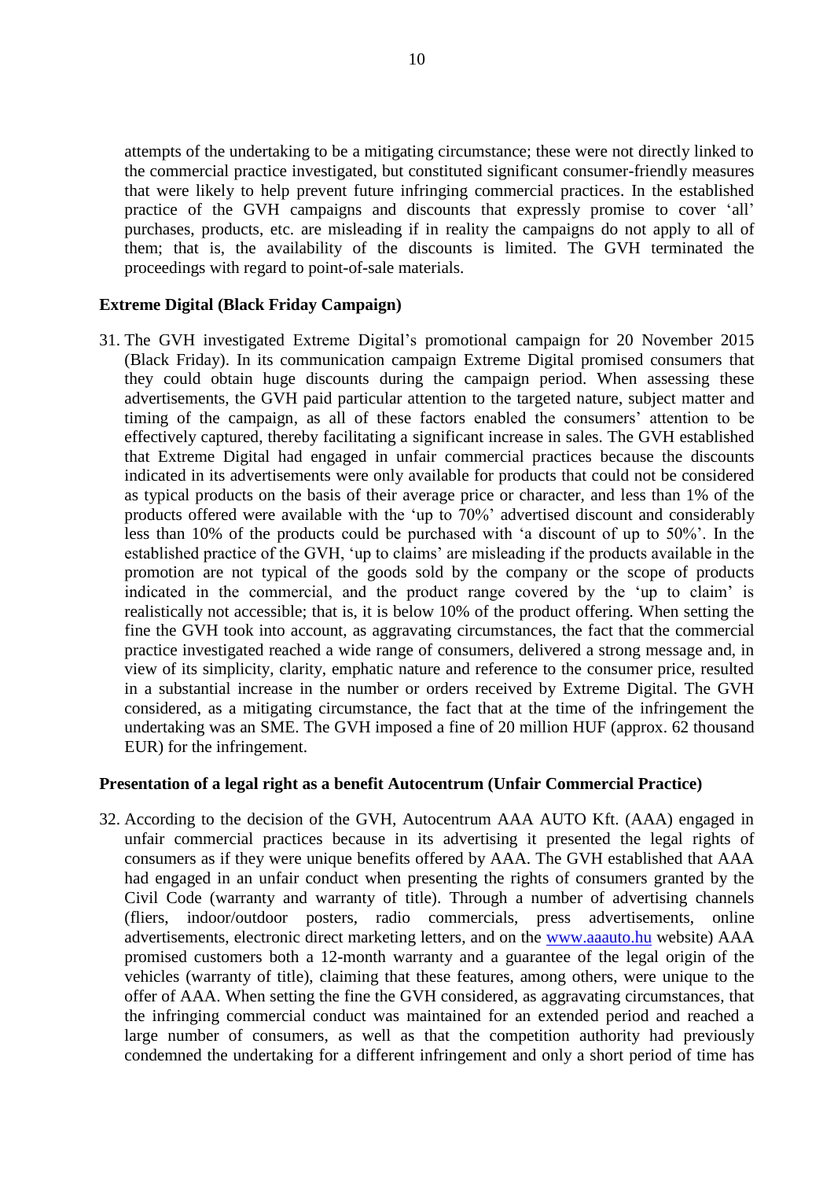attempts of the undertaking to be a mitigating circumstance; these were not directly linked to the commercial practice investigated, but constituted significant consumer-friendly measures that were likely to help prevent future infringing commercial practices. In the established practice of the GVH campaigns and discounts that expressly promise to cover 'all' purchases, products, etc. are misleading if in reality the campaigns do not apply to all of them; that is, the availability of the discounts is limited. The GVH terminated the proceedings with regard to point-of-sale materials.

**Extreme Digital (Black Friday Campaign)**

31. The GVH investigated Extreme Digital's promotional campaign for 20 November 2015 (Black Friday). In its communication campaign Extreme Digital promised consumers that they could obtain huge discounts during the campaign period. When assessing these advertisements, the GVH paid particular attention to the targeted nature, subject matter and timing of the campaign, as all of these factors enabled the consumers' attention to be effectively captured, thereby facilitating a significant increase in sales. The GVH established that Extreme Digital had engaged in unfair commercial practices because the discounts indicated in its advertisements were only available for products that could not be considered as typical products on the basis of their average price or character, and less than 1% of the products offered were available with the 'up to 70%' advertised discount and considerably less than 10% of the products could be purchased with 'a discount of up to 50%'. In the established practice of the GVH, 'up to claims' are misleading if the products available in the promotion are not typical of the goods sold by the company or the scope of products indicated in the commercial, and the product range covered by the 'up to claim' is realistically not accessible; that is, it is below 10% of the product offering. When setting the fine the GVH took into account, as aggravating circumstances, the fact that the commercial practice investigated reached a wide range of consumers, delivered a strong message and, in view of its simplicity, clarity, emphatic nature and reference to the consumer price, resulted in a substantial increase in the number or orders received by Extreme Digital. The GVH considered, as a mitigating circumstance, the fact that at the time of the infringement the undertaking was an SME. The GVH imposed a fine of 20 million HUF (approx. 62 thousand EUR) for the infringement.

**Presentation of a legal right as a benefit Autocentrum (Unfair Commercial Practice)**

32. According to the decision of the GVH, Autocentrum AAA AUTO Kft. (AAA) engaged in unfair commercial practices because in its advertising it presented the legal rights of consumers as if they were unique benefits offered by AAA. The GVH established that AAA had engaged in an unfair conduct when presenting the rights of consumers granted by the Civil Code (warranty and warranty of title). Through a number of advertising channels (fliers, indoor/outdoor posters, radio commercials, press advertisements, online advertisements, electronic direct marketing letters, and on the [www.aaauto.hu](http://www.aaauto.hu) website) AAA promised customers both a 12-month warranty and a guarantee of the legal origin of the vehicles (warranty of title), claiming that these features, among others, were unique to the offer of AAA. When setting the fine the GVH considered, as aggravating circumstances, that the infringing commercial conduct was maintained for an extended period and reached a large number of consumers, as well as that the competition authority had previously condemned the undertaking for a different infringement and only a short period of time has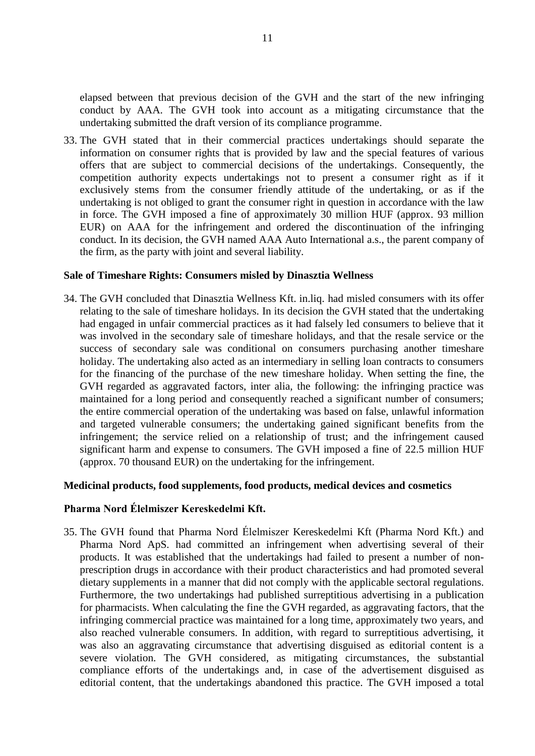elapsed between that previous decision of the GVH and the start of the new infringing conduct by AAA. The GVH took into account as a mitigating circumstance that the undertaking submitted the draft version of its compliance programme.

33. The GVH stated that in their commercial practices undertakings should separate the information on consumer rights that is provided by law and the special features of various offers that are subject to commercial decisions of the undertakings. Consequently, the competition authority expects undertakings not to present a consumer right as if it exclusively stems from the consumer friendly attitude of the undertaking, or as if the undertaking is not obliged to grant the consumer right in question in accordance with the law in force. The GVH imposed a fine of approximately 30 million HUF (approx. 93 million EUR) on AAA for the infringement and ordered the discontinuation of the infringing conduct. In its decision, the GVH named AAA Auto International a.s., the parent company of the firm, as the party with joint and several liability.

**Sale of Timeshare Rights: Consumers misled by Dinasztia Wellness**

34. The GVH concluded that Dinasztia Wellness Kft. in.liq. had misled consumers with its offer relating to the sale of timeshare holidays. In its decision the GVH stated that the undertaking had engaged in unfair commercial practices as it had falsely led consumers to believe that it was involved in the secondary sale of timeshare holidays, and that the resale service or the success of secondary sale was conditional on consumers purchasing another timeshare holiday. The undertaking also acted as an intermediary in selling loan contracts to consumers for the financing of the purchase of the new timeshare holiday. When setting the fine, the GVH regarded as aggravated factors, inter alia, the following: the infringing practice was maintained for a long period and consequently reached a significant number of consumers; the entire commercial operation of the undertaking was based on false, unlawful information and targeted vulnerable consumers; the undertaking gained significant benefits from the infringement; the service relied on a relationship of trust; and the infringement caused significant harm and expense to consumers. The GVH imposed a fine of 22.5 million HUF (approx. 70 thousand EUR) on the undertaking for the infringement.

**Medicinal products, food supplements, food products, medical devices and cosmetics**

**Pharma Nord Élelmiszer Kereskedelmi Kft.**

35. The GVH found that Pharma Nord Élelmiszer Kereskedelmi Kft (Pharma Nord Kft.) and Pharma Nord ApS. had committed an infringement when advertising several of their products. It was established that the undertakings had failed to present a number of non-prescription drugs in accordance with their product characteristics and had promoted several dietary supplements in a manner that did not comply with the applicable sectoral regulations. Furthermore, the two undertakings had published surreptitious advertising in a publication for pharmacists. When calculating the fine the GVH regarded, as aggravating factors, that the infringing commercial practice was maintained for a long time, approximately two years, and also reached vulnerable consumers. In addition, with regard to surreptitious advertising, it was also an aggravating circumstance that advertising disguised as editorial content is a severe violation. The GVH considered, as mitigating circumstances, the substantial compliance efforts of the undertakings and, in case of the advertisement disguised as editorial content, that the undertakings abandoned this practice. The GVH imposed a total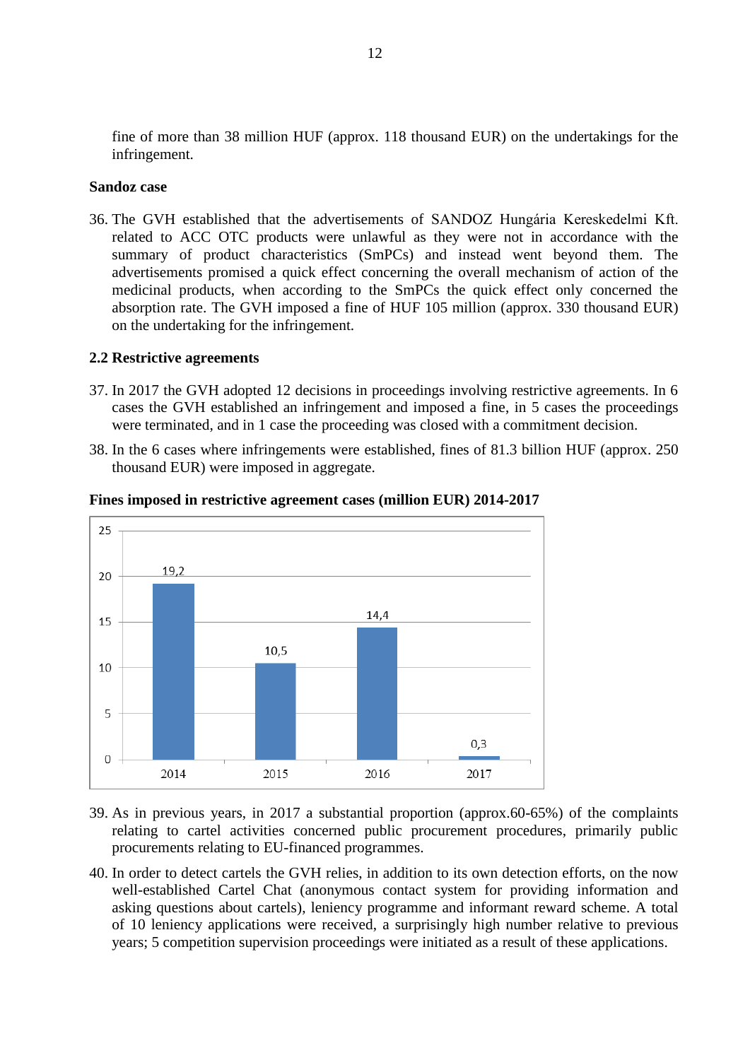fine of more than 38 million HUF (approx. 118 thousand EUR) on the undertakings for the infringement.

**Sandoz case**

36. The GVH established that the advertisements of SANDOZ Hungária Kereskedelmi Kft. related to ACC OTC products were unlawful as they were not in accordance with the summary of product characteristics (SmPCs) and instead went beyond them. The advertisements promised a quick effect concerning the overall mechanism of action of the medicinal products, when according to the SmPCs the quick effect only concerned the absorption rate. The GVH imposed a fine of HUF 105 million (approx. 330 thousand EUR) on the undertaking for the infringement.

### 2.2 Restrictive agreements

37. In 2017 the GVH adopted 12 decisions in proceedings involving restrictive agreements. In 6 cases the GVH established an infringement and imposed a fine, in 5 cases the proceedings were terminated, and in 1 case the proceeding was closed with a commitment decision.

38. In the 6 cases where infringements were established, fines of 81.3 billion HUF (approx. 250 thousand EUR) were imposed in aggregate.

**Fines imposed in restrictive agreement cases (million EUR) 2014-2017**

| Year | Fines (million EUR) |
|---|---|
| 2014 | 19,2 |
| 2015 | 10,5 |
| 2016 | 14,4 |
| 2017 | 0,3 |

39. As in previous years, in 2017 a substantial proportion (approx.60-65%) of the complaints relating to cartel activities concerned public procurement procedures, primarily public procurements relating to EU-financed programmes.

40. In order to detect cartels the GVH relies, in addition to its own detection efforts, on the now well-established Cartel Chat (anonymous contact system for providing information and asking questions about cartels), leniency programme and informant reward scheme. A total of 10 leniency applications were received, a surprisingly high number relative to previous years; 5 competition supervision proceedings were initiated as a result of these applications.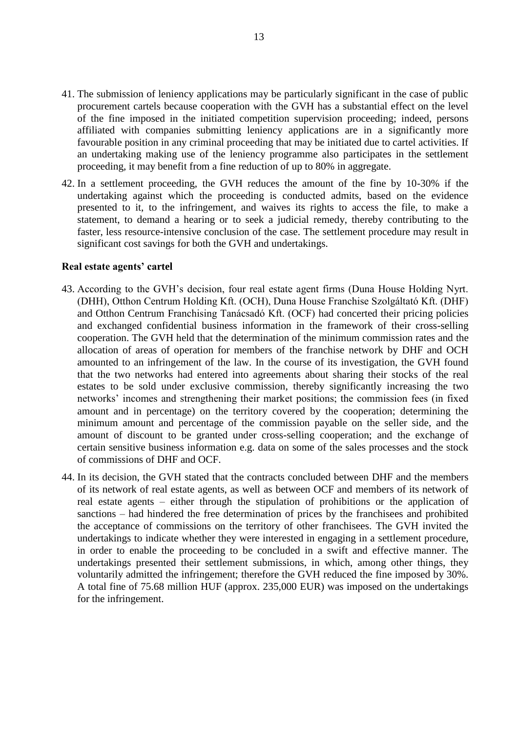41. The submission of leniency applications may be particularly significant in the case of public procurement cartels because cooperation with the GVH has a substantial effect on the level of the fine imposed in the initiated competition supervision proceeding; indeed, persons affiliated with companies submitting leniency applications are in a significantly more favourable position in any criminal proceeding that may be initiated due to cartel activities. If an undertaking making use of the leniency programme also participates in the settlement proceeding, it may benefit from a fine reduction of up to 80% in aggregate.

42. In a settlement proceeding, the GVH reduces the amount of the fine by 10-30% if the undertaking against which the proceeding is conducted admits, based on the evidence presented to it, to the infringement, and waives its rights to access the file, to make a statement, to demand a hearing or to seek a judicial remedy, thereby contributing to the faster, less resource-intensive conclusion of the case. The settlement procedure may result in significant cost savings for both the GVH and undertakings.

**Real estate agents' cartel**

43. According to the GVH's decision, four real estate agent firms (Duna House Holding Nyrt. (DHH), Otthon Centrum Holding Kft. (OCH), Duna House Franchise Szolgáltató Kft. (DHF) and Otthon Centrum Franchising Tanácsadó Kft. (OCF) had concerted their pricing policies and exchanged confidential business information in the framework of their cross-selling cooperation. The GVH held that the determination of the minimum commission rates and the allocation of areas of operation for members of the franchise network by DHF and OCH amounted to an infringement of the law. In the course of its investigation, the GVH found that the two networks had entered into agreements about sharing their stocks of the real estates to be sold under exclusive commission, thereby significantly increasing the two networks' incomes and strengthening their market positions; the commission fees (in fixed amount and in percentage) on the territory covered by the cooperation; determining the minimum amount and percentage of the commission payable on the seller side, and the amount of discount to be granted under cross-selling cooperation; and the exchange of certain sensitive business information e.g. data on some of the sales processes and the stock of commissions of DHF and OCF.

44. In its decision, the GVH stated that the contracts concluded between DHF and the members of its network of real estate agents, as well as between OCF and members of its network of real estate agents – either through the stipulation of prohibitions or the application of sanctions – had hindered the free determination of prices by the franchisees and prohibited the acceptance of commissions on the territory of other franchisees. The GVH invited the undertakings to indicate whether they were interested in engaging in a settlement procedure, in order to enable the proceeding to be concluded in a swift and effective manner. The undertakings presented their settlement submissions, in which, among other things, they voluntarily admitted the infringement; therefore the GVH reduced the fine imposed by 30%. A total fine of 75.68 million HUF (approx. 235,000 EUR) was imposed on the undertakings for the infringement.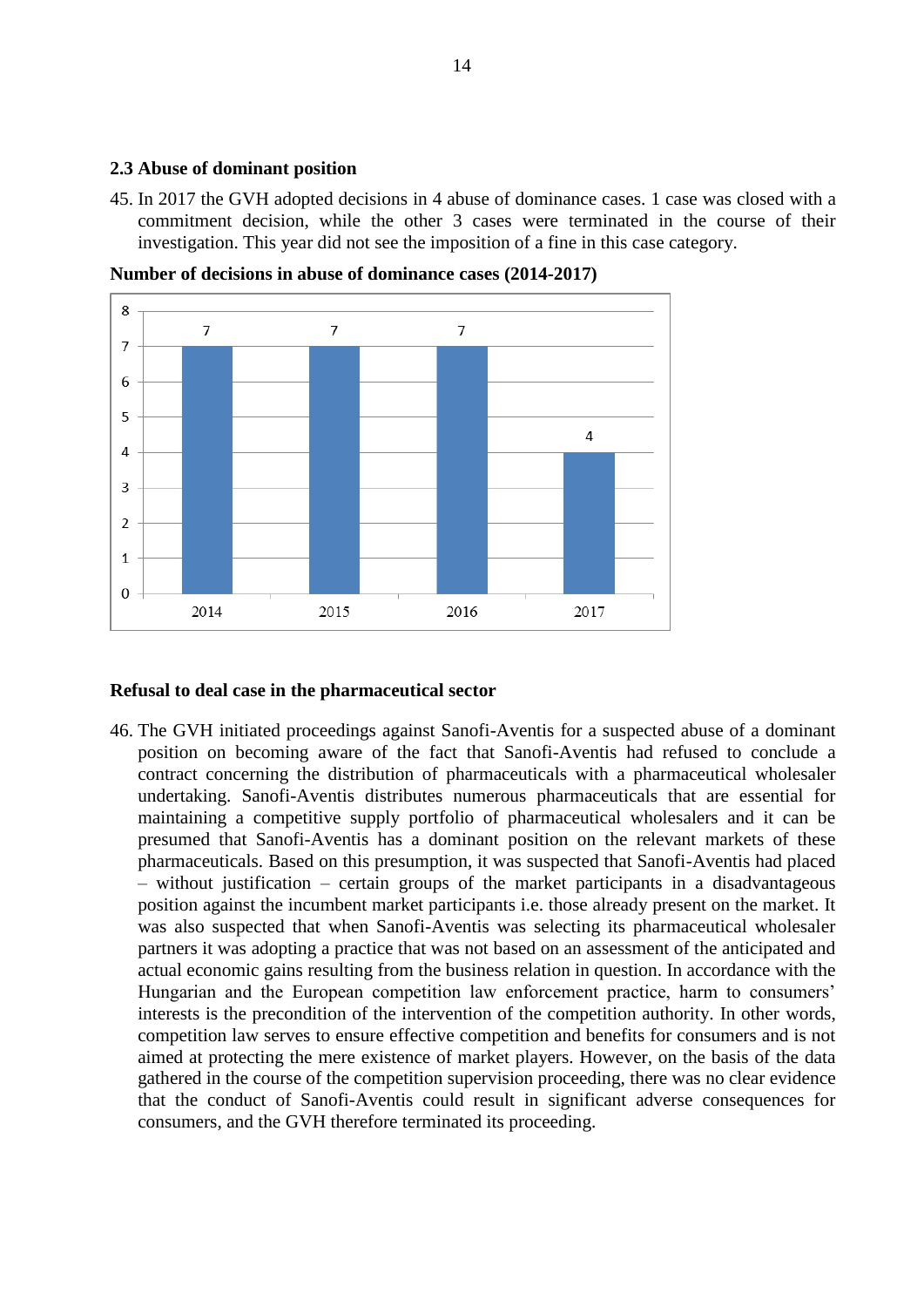### 2.3 Abuse of dominant position

45. In 2017 the GVH adopted decisions in 4 abuse of dominance cases. 1 case was closed with a commitment decision, while the other 3 cases were terminated in the course of their investigation. This year did not see the imposition of a fine in this case category.

**Number of decisions in abuse of dominance cases (2014-2017)**

| Year | Number of decisions |
|---|---|
| 2014 | 7 |
| 2015 | 7 |
| 2016 | 7 |
| 2017 | 4 |

**Refusal to deal case in the pharmaceutical sector**

46. The GVH initiated proceedings against Sanofi-Aventis for a suspected abuse of a dominant position on becoming aware of the fact that Sanofi-Aventis had refused to conclude a contract concerning the distribution of pharmaceuticals with a pharmaceutical wholesaler undertaking. Sanofi-Aventis distributes numerous pharmaceuticals that are essential for maintaining a competitive supply portfolio of pharmaceutical wholesalers and it can be presumed that Sanofi-Aventis has a dominant position on the relevant markets of these pharmaceuticals. Based on this presumption, it was suspected that Sanofi-Aventis had placed – without justification – certain groups of the market participants in a disadvantageous position against the incumbent market participants i.e. those already present on the market. It was also suspected that when Sanofi-Aventis was selecting its pharmaceutical wholesaler partners it was adopting a practice that was not based on an assessment of the anticipated and actual economic gains resulting from the business relation in question. In accordance with the Hungarian and the European competition law enforcement practice, harm to consumers' interests is the precondition of the intervention of the competition authority. In other words, competition law serves to ensure effective competition and benefits for consumers and is not aimed at protecting the mere existence of market players. However, on the basis of the data gathered in the course of the competition supervision proceeding, there was no clear evidence that the conduct of Sanofi-Aventis could result in significant adverse consequences for consumers, and the GVH therefore terminated its proceeding.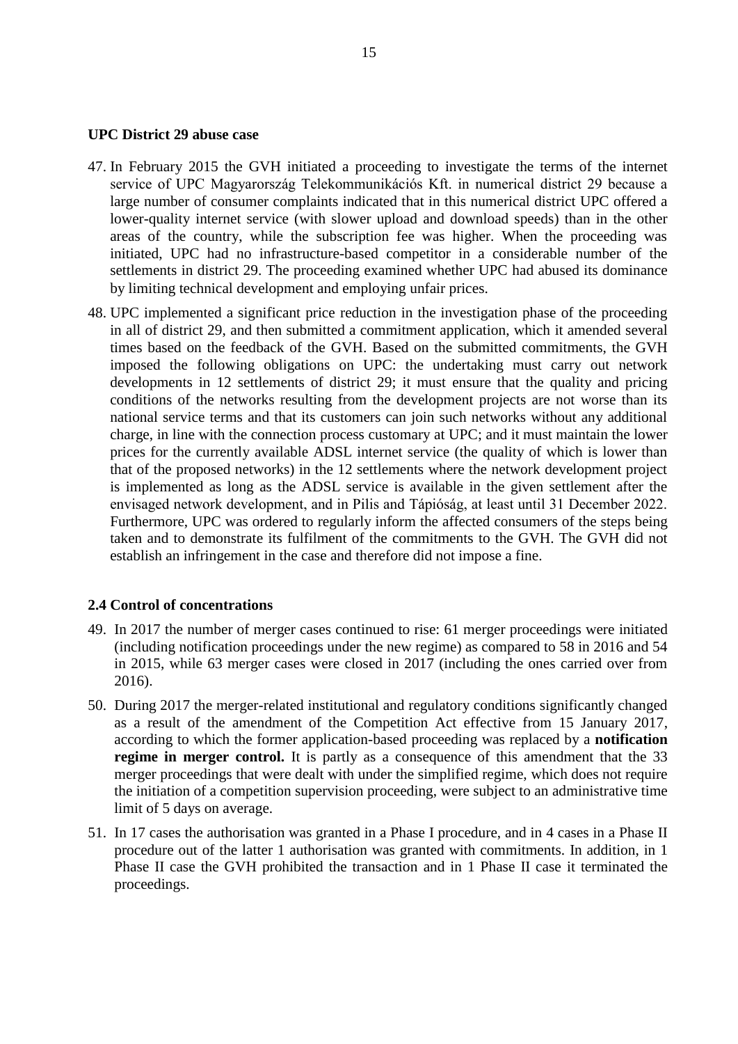**UPC District 29 abuse case**

47. In February 2015 the GVH initiated a proceeding to investigate the terms of the internet service of UPC Magyarország Telekommunikációs Kft. in numerical district 29 because a large number of consumer complaints indicated that in this numerical district UPC offered a lower-quality internet service (with slower upload and download speeds) than in the other areas of the country, while the subscription fee was higher. When the proceeding was initiated, UPC had no infrastructure-based competitor in a considerable number of the settlements in district 29. The proceeding examined whether UPC had abused its dominance by limiting technical development and employing unfair prices.

48. UPC implemented a significant price reduction in the investigation phase of the proceeding in all of district 29, and then submitted a commitment application, which it amended several times based on the feedback of the GVH. Based on the submitted commitments, the GVH imposed the following obligations on UPC: the undertaking must carry out network developments in 12 settlements of district 29; it must ensure that the quality and pricing conditions of the networks resulting from the development projects are not worse than its national service terms and that its customers can join such networks without any additional charge, in line with the connection process customary at UPC; and it must maintain the lower prices for the currently available ADSL internet service (the quality of which is lower than that of the proposed networks) in the 12 settlements where the network development project is implemented as long as the ADSL service is available in the given settlement after the envisaged network development, and in Pilis and Tápióság, at least until 31 December 2022. Furthermore, UPC was ordered to regularly inform the affected consumers of the steps being taken and to demonstrate its fulfilment of the commitments to the GVH. The GVH did not establish an infringement in the case and therefore did not impose a fine.

## 2.4 Control of concentrations

49. In 2017 the number of merger cases continued to rise: 61 merger proceedings were initiated (including notification proceedings under the new regime) as compared to 58 in 2016 and 54 in 2015, while 63 merger cases were closed in 2017 (including the ones carried over from 2016).

50. During 2017 the merger-related institutional and regulatory conditions significantly changed as a result of the amendment of the Competition Act effective from 15 January 2017, according to which the former application-based proceeding was replaced by a **notification regime in merger control.** It is partly as a consequence of this amendment that the 33 merger proceedings that were dealt with under the simplified regime, which does not require the initiation of a competition supervision proceeding, were subject to an administrative time limit of 5 days on average.

51. In 17 cases the authorisation was granted in a Phase I procedure, and in 4 cases in a Phase II procedure out of the latter 1 authorisation was granted with commitments. In addition, in 1 Phase II case the GVH prohibited the transaction and in 1 Phase II case it terminated the proceedings.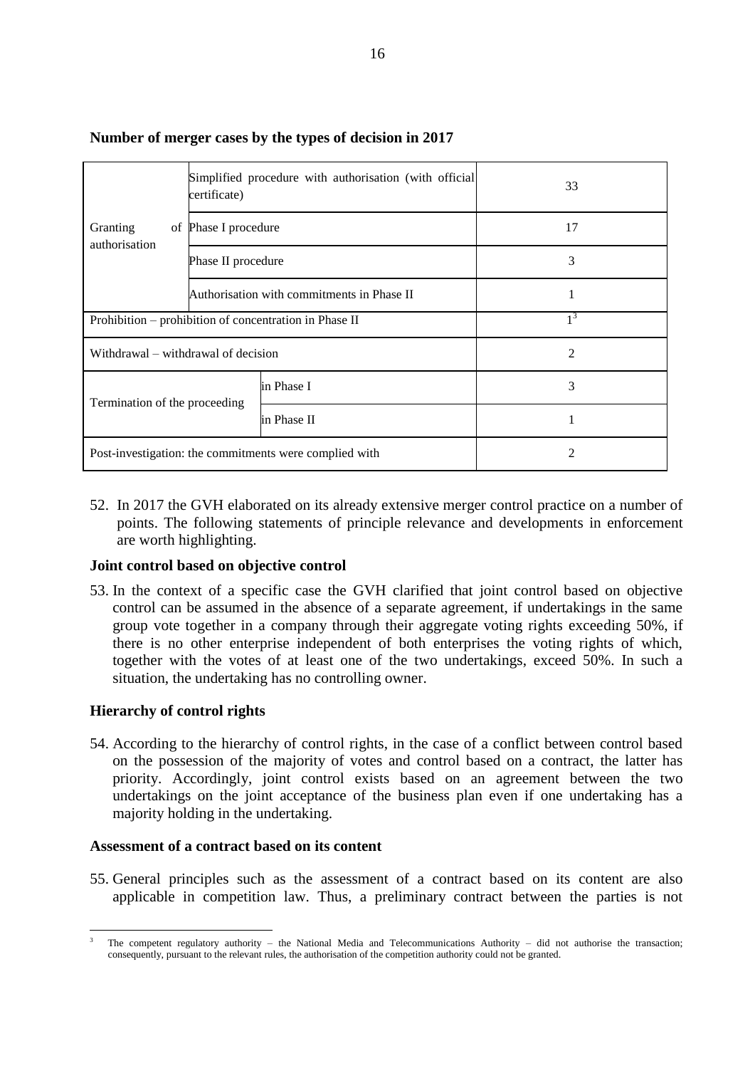**Number of merger cases by the types of decision in 2017**

| | | |
|---|---|---|
| Granting of authorisation | Simplified procedure with authorisation (with official certificate) | 33 |
| | Phase I procedure | 17 |
| | Phase II procedure | 3 |
| | Authorisation with commitments in Phase II | 1 |
| Prohibition – prohibition of concentration in Phase II | | 1[3] |
| Withdrawal – withdrawal of decision | | 2 |
| Termination of the proceeding | in Phase I | 3 |
| | in Phase II | 1 |
| Post-investigation: the commitments were complied with | | 2 |

52. In 2017 the GVH elaborated on its already extensive merger control practice on a number of points. The following statements of principle relevance and developments in enforcement are worth highlighting.

**Joint control based on objective control**

53. In the context of a specific case the GVH clarified that joint control based on objective control can be assumed in the absence of a separate agreement, if undertakings in the same group vote together in a company through their aggregate voting rights exceeding 50%, if there is no other enterprise independent of both enterprises the voting rights of which, together with the votes of at least one of the two undertakings, exceed 50%. In such a situation, the undertaking has no controlling owner.

**Hierarchy of control rights**

54. According to the hierarchy of control rights, in the case of a conflict between control based on the possession of the majority of votes and control based on a contract, the latter has priority. Accordingly, joint control exists based on an agreement between the two undertakings on the joint acceptance of the business plan even if one undertaking has a majority holding in the undertaking.

**Assessment of a contract based on its content**

55. General principles such as the assessment of a contract based on its content are also applicable in competition law. Thus, a preliminary contract between the parties is not

---

[3] The competent regulatory authority – the National Media and Telecommunications Authority – did not authorise the transaction; consequently, pursuant to the relevant rules, the authorisation of the competition authority could not be granted.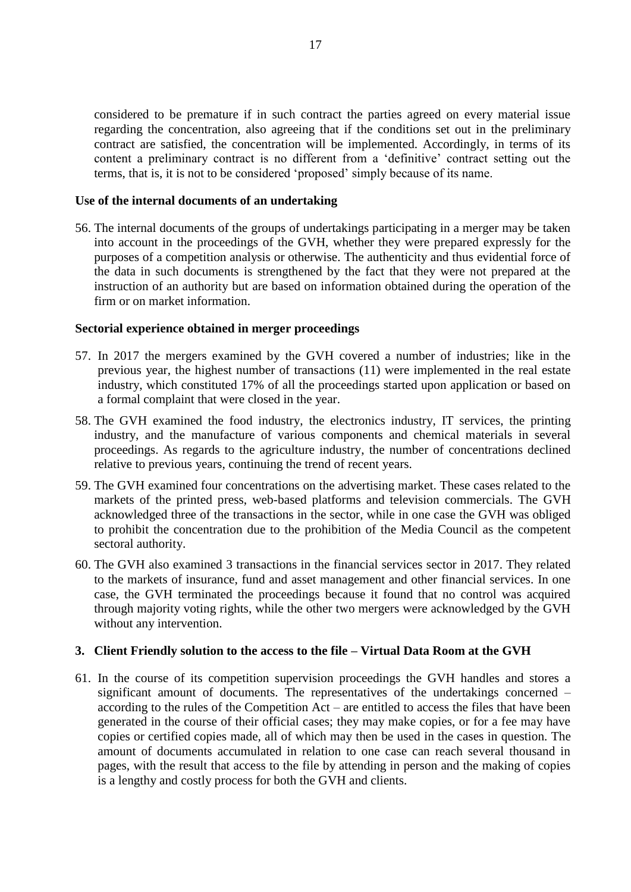considered to be premature if in such contract the parties agreed on every material issue regarding the concentration, also agreeing that if the conditions set out in the preliminary contract are satisfied, the concentration will be implemented. Accordingly, in terms of its content a preliminary contract is no different from a 'definitive' contract setting out the terms, that is, it is not to be considered 'proposed' simply because of its name.

**Use of the internal documents of an undertaking**

56. The internal documents of the groups of undertakings participating in a merger may be taken into account in the proceedings of the GVH, whether they were prepared expressly for the purposes of a competition analysis or otherwise. The authenticity and thus evidential force of the data in such documents is strengthened by the fact that they were not prepared at the instruction of an authority but are based on information obtained during the operation of the firm or on market information.

**Sectorial experience obtained in merger proceedings**

57. In 2017 the mergers examined by the GVH covered a number of industries; like in the previous year, the highest number of transactions (11) were implemented in the real estate industry, which constituted 17% of all the proceedings started upon application or based on a formal complaint that were closed in the year.

58. The GVH examined the food industry, the electronics industry, IT services, the printing industry, and the manufacture of various components and chemical materials in several proceedings. As regards to the agriculture industry, the number of concentrations declined relative to previous years, continuing the trend of recent years.

59. The GVH examined four concentrations on the advertising market. These cases related to the markets of the printed press, web-based platforms and television commercials. The GVH acknowledged three of the transactions in the sector, while in one case the GVH was obliged to prohibit the concentration due to the prohibition of the Media Council as the competent sectoral authority.

60. The GVH also examined 3 transactions in the financial services sector in 2017. They related to the markets of insurance, fund and asset management and other financial services. In one case, the GVH terminated the proceedings because it found that no control was acquired through majority voting rights, while the other two mergers were acknowledged by the GVH without any intervention.

### 3. Client Friendly solution to the access to the file – Virtual Data Room at the GVH

61. In the course of its competition supervision proceedings the GVH handles and stores a significant amount of documents. The representatives of the undertakings concerned – according to the rules of the Competition Act – are entitled to access the files that have been generated in the course of their official cases; they may make copies, or for a fee may have copies or certified copies made, all of which may then be used in the cases in question. The amount of documents accumulated in relation to one case can reach several thousand in pages, with the result that access to the file by attending in person and the making of copies is a lengthy and costly process for both the GVH and clients.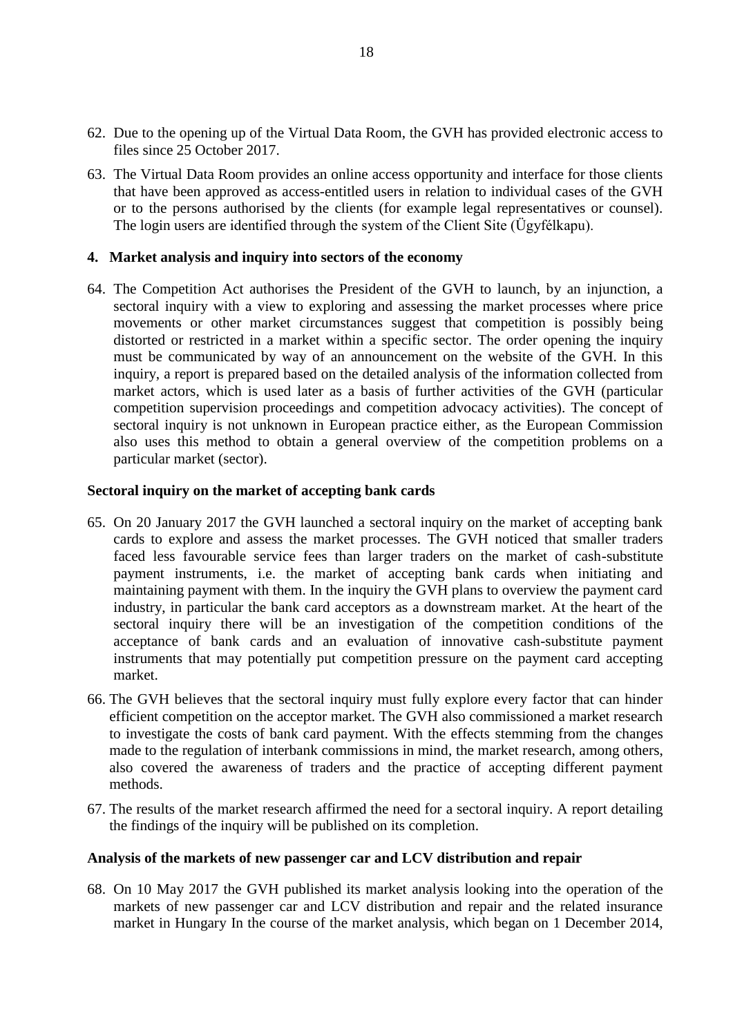62. Due to the opening up of the Virtual Data Room, the GVH has provided electronic access to files since 25 October 2017.

63. The Virtual Data Room provides an online access opportunity and interface for those clients that have been approved as access-entitled users in relation to individual cases of the GVH or to the persons authorised by the clients (for example legal representatives or counsel). The login users are identified through the system of the Client Site (Ügyfélkapu).

## 4. Market analysis and inquiry into sectors of the economy

64. The Competition Act authorises the President of the GVH to launch, by an injunction, a sectoral inquiry with a view to exploring and assessing the market processes where price movements or other market circumstances suggest that competition is possibly being distorted or restricted in a market within a specific sector. The order opening the inquiry must be communicated by way of an announcement on the website of the GVH. In this inquiry, a report is prepared based on the detailed analysis of the information collected from market actors, which is used later as a basis of further activities of the GVH (particular competition supervision proceedings and competition advocacy activities). The concept of sectoral inquiry is not unknown in European practice either, as the European Commission also uses this method to obtain a general overview of the competition problems on a particular market (sector).

### Sectoral inquiry on the market of accepting bank cards

65. On 20 January 2017 the GVH launched a sectoral inquiry on the market of accepting bank cards to explore and assess the market processes. The GVH noticed that smaller traders faced less favourable service fees than larger traders on the market of cash-substitute payment instruments, i.e. the market of accepting bank cards when initiating and maintaining payment with them. In the inquiry the GVH plans to overview the payment card industry, in particular the bank card acceptors as a downstream market. At the heart of the sectoral inquiry there will be an investigation of the competition conditions of the acceptance of bank cards and an evaluation of innovative cash-substitute payment instruments that may potentially put competition pressure on the payment card accepting market.

66. The GVH believes that the sectoral inquiry must fully explore every factor that can hinder efficient competition on the acceptor market. The GVH also commissioned a market research to investigate the costs of bank card payment. With the effects stemming from the changes made to the regulation of interbank commissions in mind, the market research, among others, also covered the awareness of traders and the practice of accepting different payment methods.

67. The results of the market research affirmed the need for a sectoral inquiry. A report detailing the findings of the inquiry will be published on its completion.

### Analysis of the markets of new passenger car and LCV distribution and repair

68. On 10 May 2017 the GVH published its market analysis looking into the operation of the markets of new passenger car and LCV distribution and repair and the related insurance market in Hungary In the course of the market analysis, which began on 1 December 2014,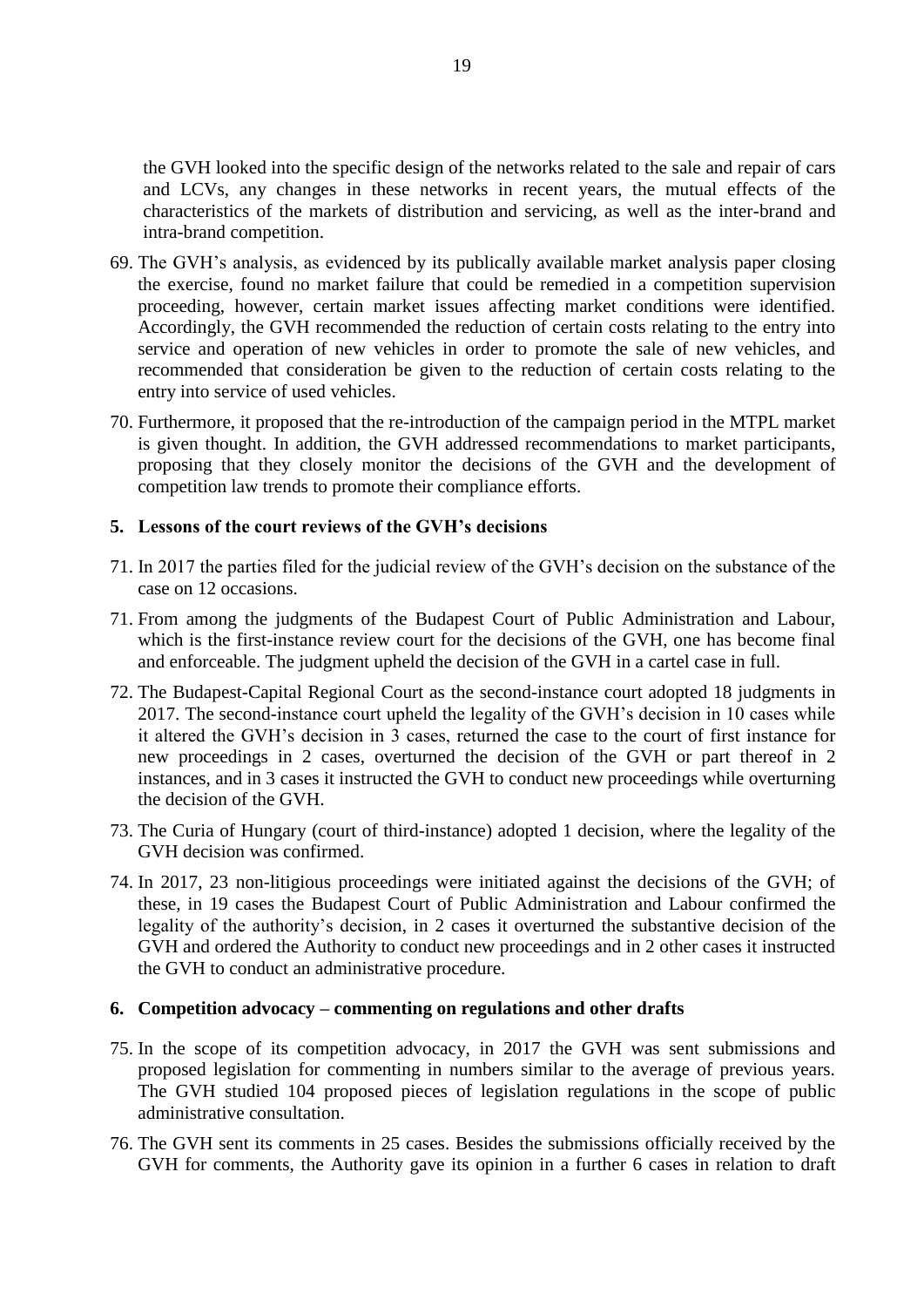the GVH looked into the specific design of the networks related to the sale and repair of cars and LCVs, any changes in these networks in recent years, the mutual effects of the characteristics of the markets of distribution and servicing, as well as the inter-brand and intra-brand competition.

69. The GVH's analysis, as evidenced by its publically available market analysis paper closing the exercise, found no market failure that could be remedied in a competition supervision proceeding, however, certain market issues affecting market conditions were identified. Accordingly, the GVH recommended the reduction of certain costs relating to the entry into service and operation of new vehicles in order to promote the sale of new vehicles, and recommended that consideration be given to the reduction of certain costs relating to the entry into service of used vehicles.

70. Furthermore, it proposed that the re-introduction of the campaign period in the MTPL market is given thought. In addition, the GVH addressed recommendations to market participants, proposing that they closely monitor the decisions of the GVH and the development of competition law trends to promote their compliance efforts.

## 5. Lessons of the court reviews of the GVH's decisions

71. In 2017 the parties filed for the judicial review of the GVH's decision on the substance of the case on 12 occasions.

71. From among the judgments of the Budapest Court of Public Administration and Labour, which is the first-instance review court for the decisions of the GVH, one has become final and enforceable. The judgment upheld the decision of the GVH in a cartel case in full.

72. The Budapest-Capital Regional Court as the second-instance court adopted 18 judgments in 2017. The second-instance court upheld the legality of the GVH's decision in 10 cases while it altered the GVH's decision in 3 cases, returned the case to the court of first instance for new proceedings in 2 cases, overturned the decision of the GVH or part thereof in 2 instances, and in 3 cases it instructed the GVH to conduct new proceedings while overturning the decision of the GVH.

73. The Curia of Hungary (court of third-instance) adopted 1 decision, where the legality of the GVH decision was confirmed.

74. In 2017, 23 non-litigious proceedings were initiated against the decisions of the GVH; of these, in 19 cases the Budapest Court of Public Administration and Labour confirmed the legality of the authority's decision, in 2 cases it overturned the substantive decision of the GVH and ordered the Authority to conduct new proceedings and in 2 other cases it instructed the GVH to conduct an administrative procedure.

## 6. Competition advocacy – commenting on regulations and other drafts

75. In the scope of its competition advocacy, in 2017 the GVH was sent submissions and proposed legislation for commenting in numbers similar to the average of previous years. The GVH studied 104 proposed pieces of legislation regulations in the scope of public administrative consultation.

76. The GVH sent its comments in 25 cases. Besides the submissions officially received by the GVH for comments, the Authority gave its opinion in a further 6 cases in relation to draft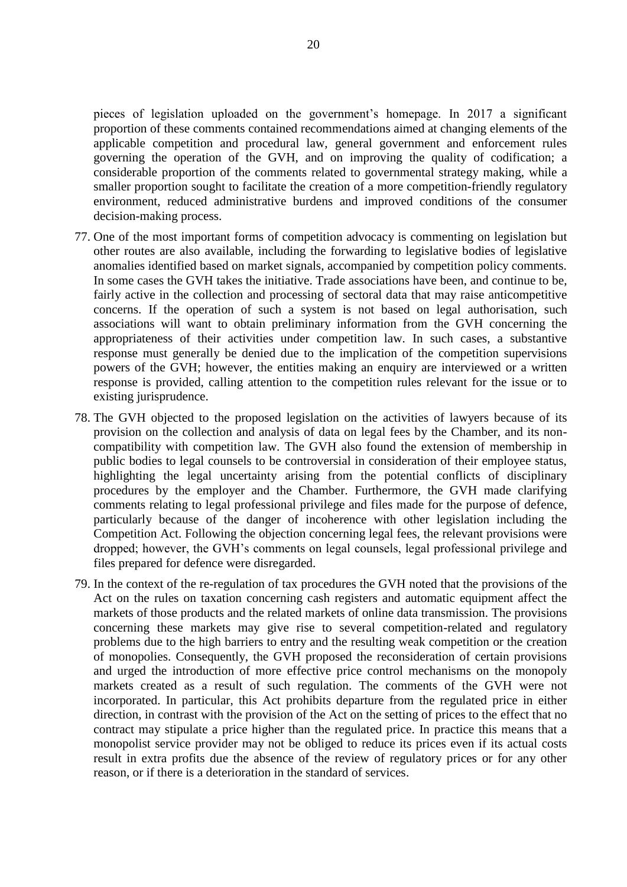pieces of legislation uploaded on the government's homepage. In 2017 a significant proportion of these comments contained recommendations aimed at changing elements of the applicable competition and procedural law, general government and enforcement rules governing the operation of the GVH, and on improving the quality of codification; a considerable proportion of the comments related to governmental strategy making, while a smaller proportion sought to facilitate the creation of a more competition-friendly regulatory environment, reduced administrative burdens and improved conditions of the consumer decision-making process.

77. One of the most important forms of competition advocacy is commenting on legislation but other routes are also available, including the forwarding to legislative bodies of legislative anomalies identified based on market signals, accompanied by competition policy comments. In some cases the GVH takes the initiative. Trade associations have been, and continue to be, fairly active in the collection and processing of sectoral data that may raise anticompetitive concerns. If the operation of such a system is not based on legal authorisation, such associations will want to obtain preliminary information from the GVH concerning the appropriateness of their activities under competition law. In such cases, a substantive response must generally be denied due to the implication of the competition supervisions powers of the GVH; however, the entities making an enquiry are interviewed or a written response is provided, calling attention to the competition rules relevant for the issue or to existing jurisprudence.

78. The GVH objected to the proposed legislation on the activities of lawyers because of its provision on the collection and analysis of data on legal fees by the Chamber, and its non-compatibility with competition law. The GVH also found the extension of membership in public bodies to legal counsels to be controversial in consideration of their employee status, highlighting the legal uncertainty arising from the potential conflicts of disciplinary procedures by the employer and the Chamber. Furthermore, the GVH made clarifying comments relating to legal professional privilege and files made for the purpose of defence, particularly because of the danger of incoherence with other legislation including the Competition Act. Following the objection concerning legal fees, the relevant provisions were dropped; however, the GVH's comments on legal counsels, legal professional privilege and files prepared for defence were disregarded.

79. In the context of the re-regulation of tax procedures the GVH noted that the provisions of the Act on the rules on taxation concerning cash registers and automatic equipment affect the markets of those products and the related markets of online data transmission. The provisions concerning these markets may give rise to several competition-related and regulatory problems due to the high barriers to entry and the resulting weak competition or the creation of monopolies. Consequently, the GVH proposed the reconsideration of certain provisions and urged the introduction of more effective price control mechanisms on the monopoly markets created as a result of such regulation. The comments of the GVH were not incorporated. In particular, this Act prohibits departure from the regulated price in either direction, in contrast with the provision of the Act on the setting of prices to the effect that no contract may stipulate a price higher than the regulated price. In practice this means that a monopolist service provider may not be obliged to reduce its prices even if its actual costs result in extra profits due the absence of the review of regulatory prices or for any other reason, or if there is a deterioration in the standard of services.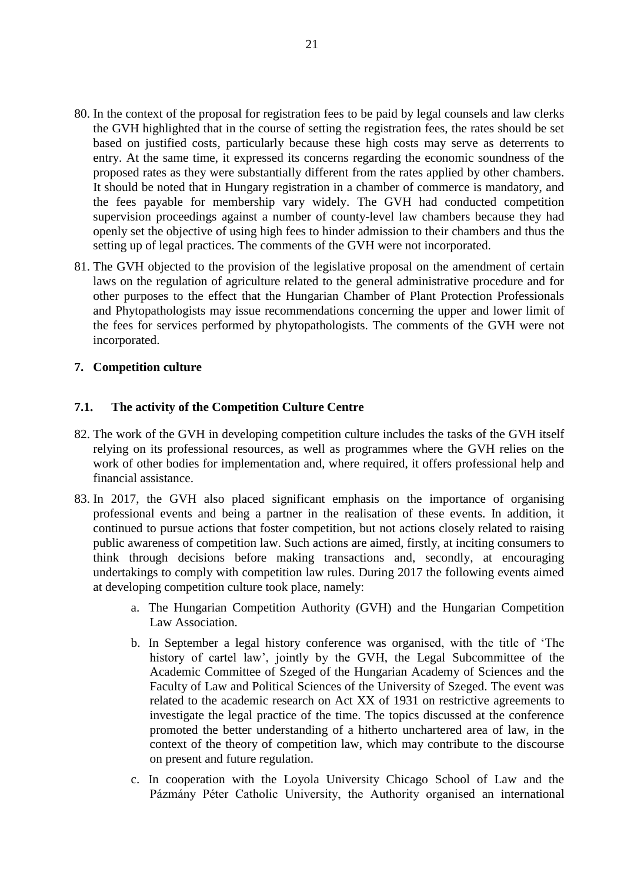80. In the context of the proposal for registration fees to be paid by legal counsels and law clerks the GVH highlighted that in the course of setting the registration fees, the rates should be set based on justified costs, particularly because these high costs may serve as deterrents to entry. At the same time, it expressed its concerns regarding the economic soundness of the proposed rates as they were substantially different from the rates applied by other chambers. It should be noted that in Hungary registration in a chamber of commerce is mandatory, and the fees payable for membership vary widely. The GVH had conducted competition supervision proceedings against a number of county-level law chambers because they had openly set the objective of using high fees to hinder admission to their chambers and thus the setting up of legal practices. The comments of the GVH were not incorporated.

81. The GVH objected to the provision of the legislative proposal on the amendment of certain laws on the regulation of agriculture related to the general administrative procedure and for other purposes to the effect that the Hungarian Chamber of Plant Protection Professionals and Phytopathologists may issue recommendations concerning the upper and lower limit of the fees for services performed by phytopathologists. The comments of the GVH were not incorporated.

## 7. Competition culture

### 7.1. The activity of the Competition Culture Centre

82. The work of the GVH in developing competition culture includes the tasks of the GVH itself relying on its professional resources, as well as programmes where the GVH relies on the work of other bodies for implementation and, where required, it offers professional help and financial assistance.

83. In 2017, the GVH also placed significant emphasis on the importance of organising professional events and being a partner in the realisation of these events. In addition, it continued to pursue actions that foster competition, but not actions closely related to raising public awareness of competition law. Such actions are aimed, firstly, at inciting consumers to think through decisions before making transactions and, secondly, at encouraging undertakings to comply with competition law rules. During 2017 the following events aimed at developing competition culture took place, namely:

    a. The Hungarian Competition Authority (GVH) and the Hungarian Competition Law Association.

    b. In September a legal history conference was organised, with the title of 'The history of cartel law', jointly by the GVH, the Legal Subcommittee of the Academic Committee of Szeged of the Hungarian Academy of Sciences and the Faculty of Law and Political Sciences of the University of Szeged. The event was related to the academic research on Act XX of 1931 on restrictive agreements to investigate the legal practice of the time. The topics discussed at the conference promoted the better understanding of a hitherto unchartered area of law, in the context of the theory of competition law, which may contribute to the discourse on present and future regulation.

    c. In cooperation with the Loyola University Chicago School of Law and the Pázmány Péter Catholic University, the Authority organised an international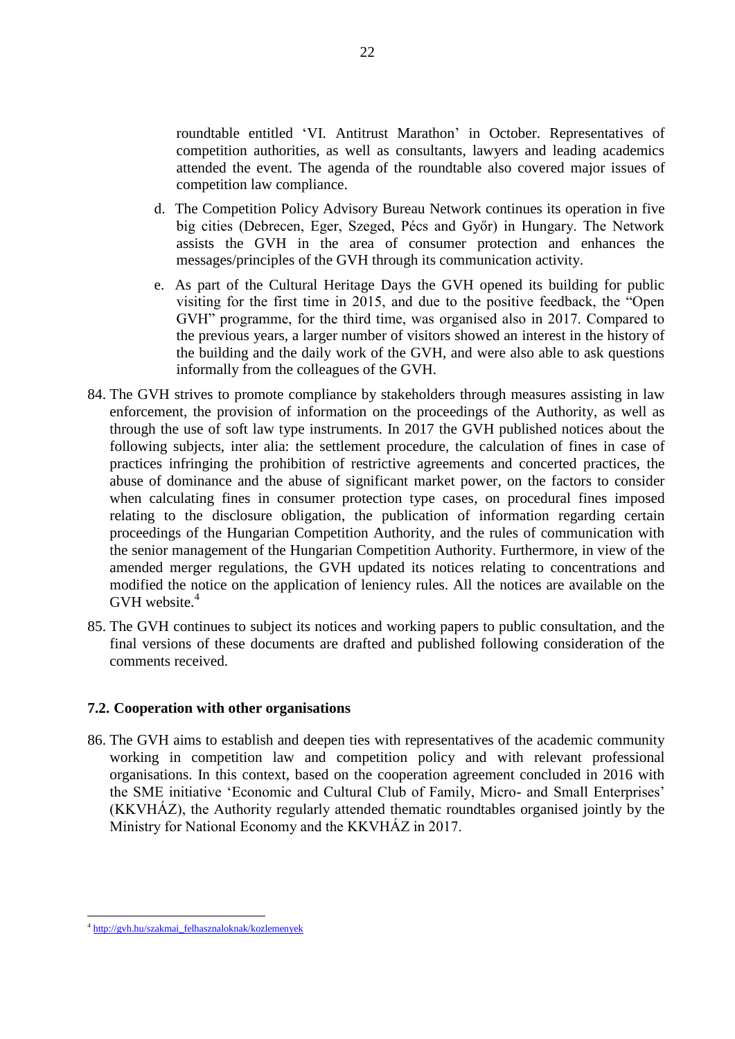roundtable entitled 'VI. Antitrust Marathon' in October. Representatives of competition authorities, as well as consultants, lawyers and leading academics attended the event. The agenda of the roundtable also covered major issues of competition law compliance.

   d. The Competition Policy Advisory Bureau Network continues its operation in five big cities (Debrecen, Eger, Szeged, Pécs and Győr) in Hungary. The Network assists the GVH in the area of consumer protection and enhances the messages/principles of the GVH through its communication activity.

   e. As part of the Cultural Heritage Days the GVH opened its building for public visiting for the first time in 2015, and due to the positive feedback, the "Open GVH" programme, for the third time, was organised also in 2017. Compared to the previous years, a larger number of visitors showed an interest in the history of the building and the daily work of the GVH, and were also able to ask questions informally from the colleagues of the GVH.

84. The GVH strives to promote compliance by stakeholders through measures assisting in law enforcement, the provision of information on the proceedings of the Authority, as well as through the use of soft law type instruments. In 2017 the GVH published notices about the following subjects, inter alia: the settlement procedure, the calculation of fines in case of practices infringing the prohibition of restrictive agreements and concerted practices, the abuse of dominance and the abuse of significant market power, on the factors to consider when calculating fines in consumer protection type cases, on procedural fines imposed relating to the disclosure obligation, the publication of information regarding certain proceedings of the Hungarian Competition Authority, and the rules of communication with the senior management of the Hungarian Competition Authority. Furthermore, in view of the amended merger regulations, the GVH updated its notices relating to concentrations and modified the notice on the application of leniency rules. All the notices are available on the GVH website.[4]

85. The GVH continues to subject its notices and working papers to public consultation, and the final versions of these documents are drafted and published following consideration of the comments received.

### 7.2. Cooperation with other organisations

86. The GVH aims to establish and deepen ties with representatives of the academic community working in competition law and competition policy and with relevant professional organisations. In this context, based on the cooperation agreement concluded in 2016 with the SME initiative 'Economic and Cultural Club of Family, Micro- and Small Enterprises' (KKVHÁZ), the Authority regularly attended thematic roundtables organised jointly by the Ministry for National Economy and the KKVHÁZ in 2017.

---

[4] http://gvh.hu/szakmai_felhasznaloknak/kozlemenyek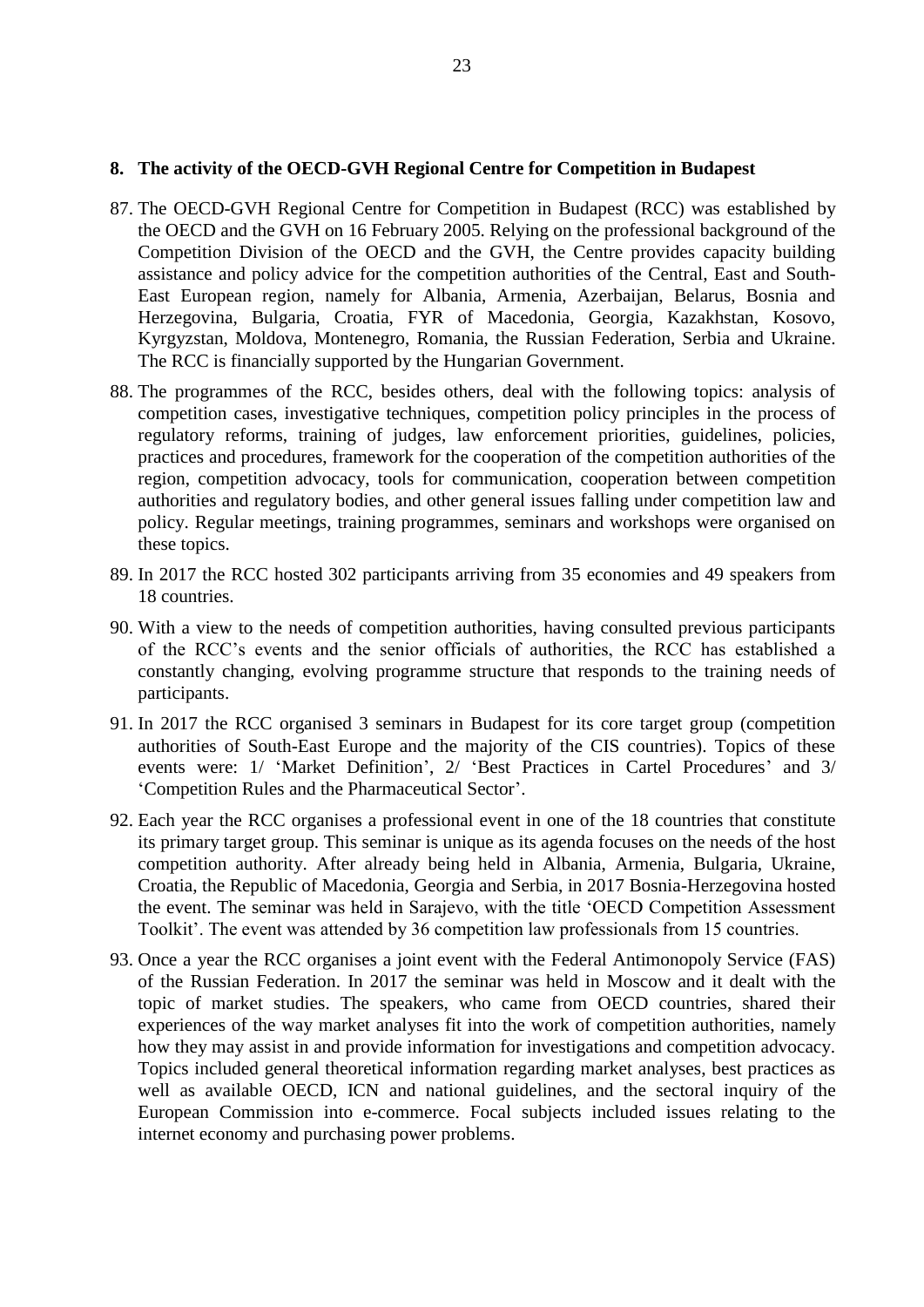## 8. The activity of the OECD-GVH Regional Centre for Competition in Budapest

87. The OECD-GVH Regional Centre for Competition in Budapest (RCC) was established by the OECD and the GVH on 16 February 2005. Relying on the professional background of the Competition Division of the OECD and the GVH, the Centre provides capacity building assistance and policy advice for the competition authorities of the Central, East and South-East European region, namely for Albania, Armenia, Azerbaijan, Belarus, Bosnia and Herzegovina, Bulgaria, Croatia, FYR of Macedonia, Georgia, Kazakhstan, Kosovo, Kyrgyzstan, Moldova, Montenegro, Romania, the Russian Federation, Serbia and Ukraine. The RCC is financially supported by the Hungarian Government.

88. The programmes of the RCC, besides others, deal with the following topics: analysis of competition cases, investigative techniques, competition policy principles in the process of regulatory reforms, training of judges, law enforcement priorities, guidelines, policies, practices and procedures, framework for the cooperation of the competition authorities of the region, competition advocacy, tools for communication, cooperation between competition authorities and regulatory bodies, and other general issues falling under competition law and policy. Regular meetings, training programmes, seminars and workshops were organised on these topics.

89. In 2017 the RCC hosted 302 participants arriving from 35 economies and 49 speakers from 18 countries.

90. With a view to the needs of competition authorities, having consulted previous participants of the RCC's events and the senior officials of authorities, the RCC has established a constantly changing, evolving programme structure that responds to the training needs of participants.

91. In 2017 the RCC organised 3 seminars in Budapest for its core target group (competition authorities of South-East Europe and the majority of the CIS countries). Topics of these events were: 1/ 'Market Definition', 2/ 'Best Practices in Cartel Procedures' and 3/ 'Competition Rules and the Pharmaceutical Sector'.

92. Each year the RCC organises a professional event in one of the 18 countries that constitute its primary target group. This seminar is unique as its agenda focuses on the needs of the host competition authority. After already being held in Albania, Armenia, Bulgaria, Ukraine, Croatia, the Republic of Macedonia, Georgia and Serbia, in 2017 Bosnia-Herzegovina hosted the event. The seminar was held in Sarajevo, with the title 'OECD Competition Assessment Toolkit'. The event was attended by 36 competition law professionals from 15 countries.

93. Once a year the RCC organises a joint event with the Federal Antimonopoly Service (FAS) of the Russian Federation. In 2017 the seminar was held in Moscow and it dealt with the topic of market studies. The speakers, who came from OECD countries, shared their experiences of the way market analyses fit into the work of competition authorities, namely how they may assist in and provide information for investigations and competition advocacy. Topics included general theoretical information regarding market analyses, best practices as well as available OECD, ICN and national guidelines, and the sectoral inquiry of the European Commission into e-commerce. Focal subjects included issues relating to the internet economy and purchasing power problems.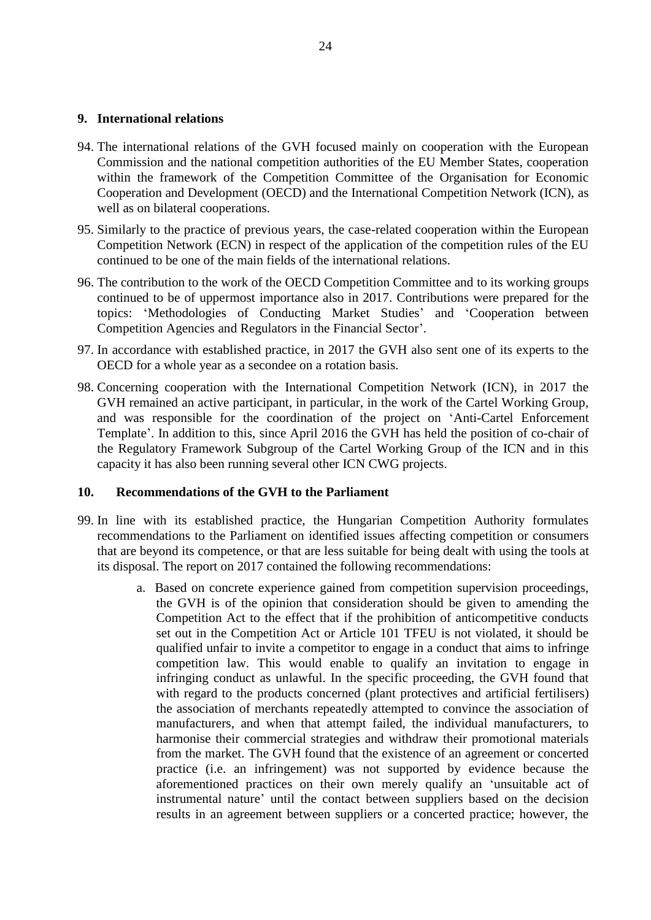## 9. International relations

94. The international relations of the GVH focused mainly on cooperation with the European Commission and the national competition authorities of the EU Member States, cooperation within the framework of the Competition Committee of the Organisation for Economic Cooperation and Development (OECD) and the International Competition Network (ICN), as well as on bilateral cooperations.

95. Similarly to the practice of previous years, the case-related cooperation within the European Competition Network (ECN) in respect of the application of the competition rules of the EU continued to be one of the main fields of the international relations.

96. The contribution to the work of the OECD Competition Committee and to its working groups continued to be of uppermost importance also in 2017. Contributions were prepared for the topics: 'Methodologies of Conducting Market Studies' and 'Cooperation between Competition Agencies and Regulators in the Financial Sector'.

97. In accordance with established practice, in 2017 the GVH also sent one of its experts to the OECD for a whole year as a secondee on a rotation basis.

98. Concerning cooperation with the International Competition Network (ICN), in 2017 the GVH remained an active participant, in particular, in the work of the Cartel Working Group, and was responsible for the coordination of the project on 'Anti-Cartel Enforcement Template'. In addition to this, since April 2016 the GVH has held the position of co-chair of the Regulatory Framework Subgroup of the Cartel Working Group of the ICN and in this capacity it has also been running several other ICN CWG projects.

## 10. Recommendations of the GVH to the Parliament

99. In line with its established practice, the Hungarian Competition Authority formulates recommendations to the Parliament on identified issues affecting competition or consumers that are beyond its competence, or that are less suitable for being dealt with using the tools at its disposal. The report on 2017 contained the following recommendations:

    a. Based on concrete experience gained from competition supervision proceedings, the GVH is of the opinion that consideration should be given to amending the Competition Act to the effect that if the prohibition of anticompetitive conducts set out in the Competition Act or Article 101 TFEU is not violated, it should be qualified unfair to invite a competitor to engage in a conduct that aims to infringe competition law. This would enable to qualify an invitation to engage in infringing conduct as unlawful. In the specific proceeding, the GVH found that with regard to the products concerned (plant protectives and artificial fertilisers) the association of merchants repeatedly attempted to convince the association of manufacturers, and when that attempt failed, the individual manufacturers, to harmonise their commercial strategies and withdraw their promotional materials from the market. The GVH found that the existence of an agreement or concerted practice (i.e. an infringement) was not supported by evidence because the aforementioned practices on their own merely qualify an 'unsuitable act of instrumental nature' until the contact between suppliers based on the decision results in an agreement between suppliers or a concerted practice; however, the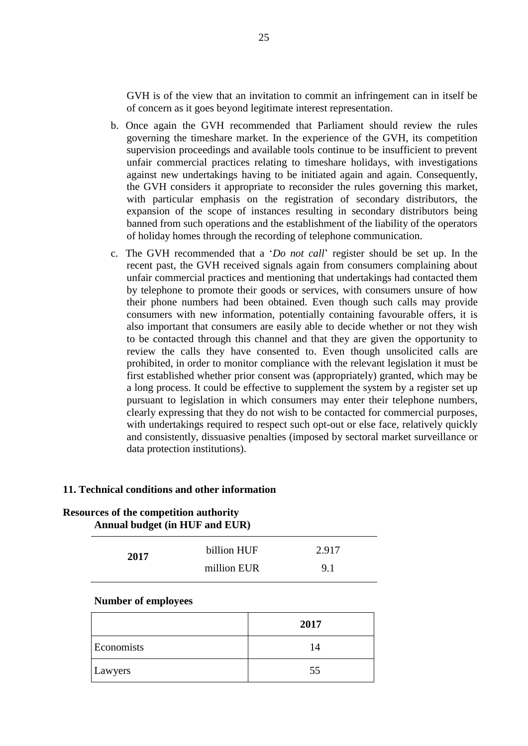GVH is of the view that an invitation to commit an infringement can in itself be of concern as it goes beyond legitimate interest representation.

b. Once again the GVH recommended that Parliament should review the rules governing the timeshare market. In the experience of the GVH, its competition supervision proceedings and available tools continue to be insufficient to prevent unfair commercial practices relating to timeshare holidays, with investigations against new undertakings having to be initiated again and again. Consequently, the GVH considers it appropriate to reconsider the rules governing this market, with particular emphasis on the registration of secondary distributors, the expansion of the scope of instances resulting in secondary distributors being banned from such operations and the establishment of the liability of the operators of holiday homes through the recording of telephone communication.

c. The GVH recommended that a '*Do not call*' register should be set up. In the recent past, the GVH received signals again from consumers complaining about unfair commercial practices and mentioning that undertakings had contacted them by telephone to promote their goods or services, with consumers unsure of how their phone numbers had been obtained. Even though such calls may provide consumers with new information, potentially containing favourable offers, it is also important that consumers are easily able to decide whether or not they wish to be contacted through this channel and that they are given the opportunity to review the calls they have consented to. Even though unsolicited calls are prohibited, in order to monitor compliance with the relevant legislation it must be first established whether prior consent was (appropriately) granted, which may be a long process. It could be effective to supplement the system by a register set up pursuant to legislation in which consumers may enter their telephone numbers, clearly expressing that they do not wish to be contacted for commercial purposes, with undertakings required to respect such opt-out or else face, relatively quickly and consistently, dissuasive penalties (imposed by sectoral market surveillance or data protection institutions).

## 11. Technical conditions and other information

### Resources of the competition authority

**Annual budget (in HUF and EUR)**

| | | |
|---|---|---|
| **2017** | billion HUF | 2.917 |
| | million EUR | 9.1 |

**Number of employees**

| | **2017** |
|---|---|
| Economists | 14 |
| Lawyers | 55 |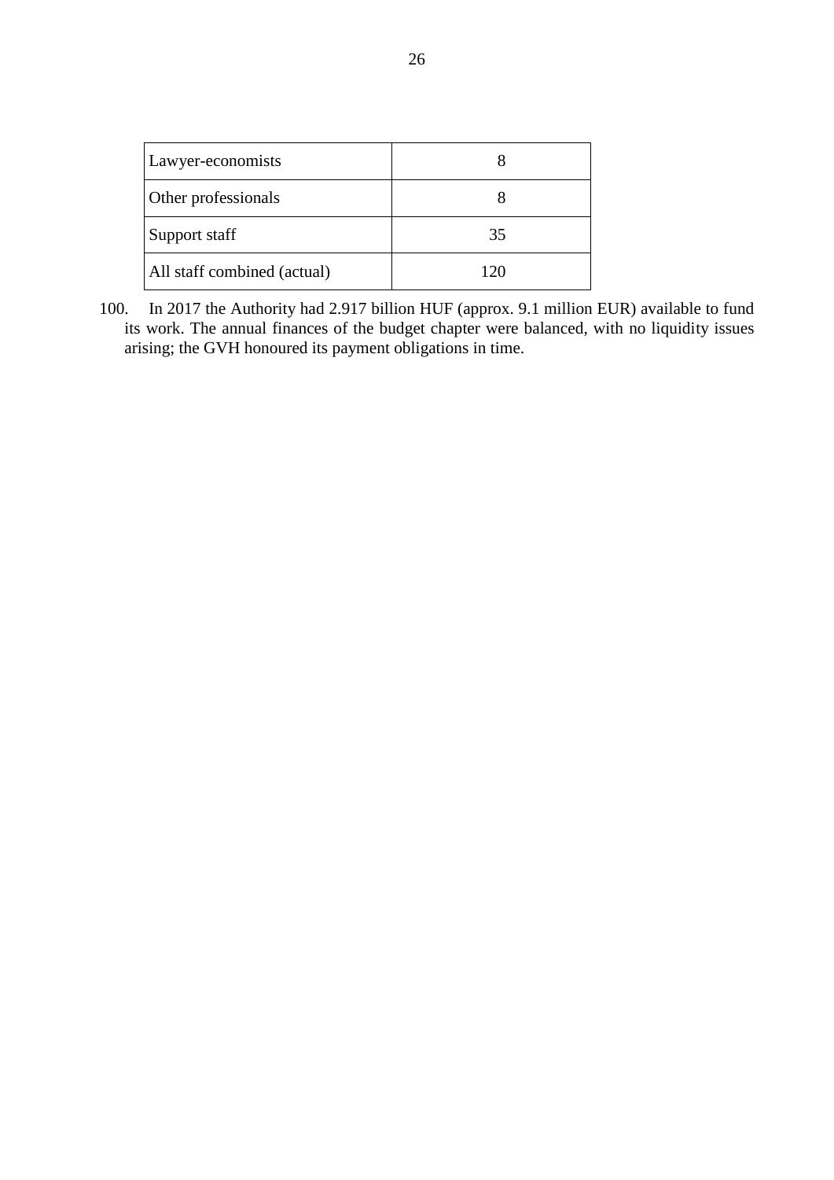| | |
|---|---|
| Lawyer-economists | 8 |
| Other professionals | 8 |
| Support staff | 35 |
| All staff combined (actual) | 120 |

100. In 2017 the Authority had 2.917 billion HUF (approx. 9.1 million EUR) available to fund its work. The annual finances of the budget chapter were balanced, with no liquidity issues arising; the GVH honoured its payment obligations in time.